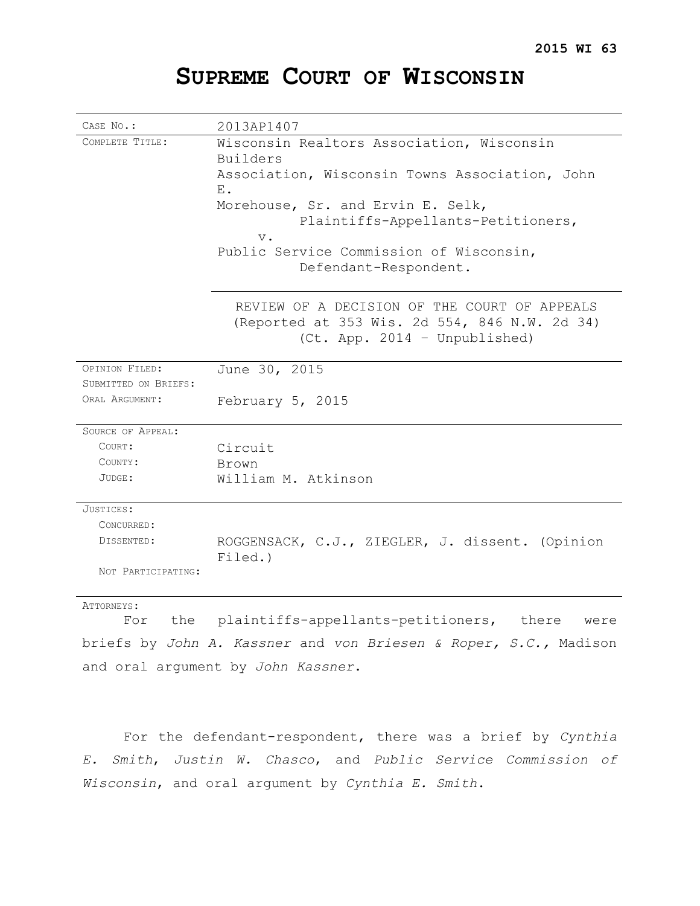**2015 WI 63**

# SUPREME COURT OF WISCONSIN

| | |
|---|---|
| CASE NO.: | 2013AP1407 |
| COMPLETE TITLE: | Wisconsin Realtors Association, Wisconsin Builders Association, Wisconsin Towns Association, John E. Morehouse, Sr. and Ervin E. Selk, Plaintiffs-Appellants-Petitioners, v. Public Service Commission of Wisconsin, Defendant-Respondent. |
| | REVIEW OF A DECISION OF THE COURT OF APPEALS (Reported at 353 Wis. 2d 554, 846 N.W. 2d 34) (Ct. App. 2014 – Unpublished) |
| OPINION FILED: | June 30, 2015 |
| SUBMITTED ON BRIEFS: | |
| ORAL ARGUMENT: | February 5, 2015 |
| SOURCE OF APPEAL: | |
| COURT: | Circuit |
| COUNTY: | Brown |
| JUDGE: | William M. Atkinson |
| JUSTICES: | |
| CONCURRED: | |
| DISSENTED: | ROGGENSACK, C.J., ZIEGLER, J. dissent. (Opinion Filed.) |
| NOT PARTICIPATING: | |

ATTORNEYS:

For the plaintiffs-appellants-petitioners, there were briefs by *John A. Kassner* and *von Briesen & Roper, S.C.*, Madison and oral argument by *John Kassner*.

For the defendant-respondent, there was a brief by *Cynthia E. Smith*, *Justin W. Chasco*, and *Public Service Commission of Wisconsin*, and oral argument by *Cynthia E. Smith*.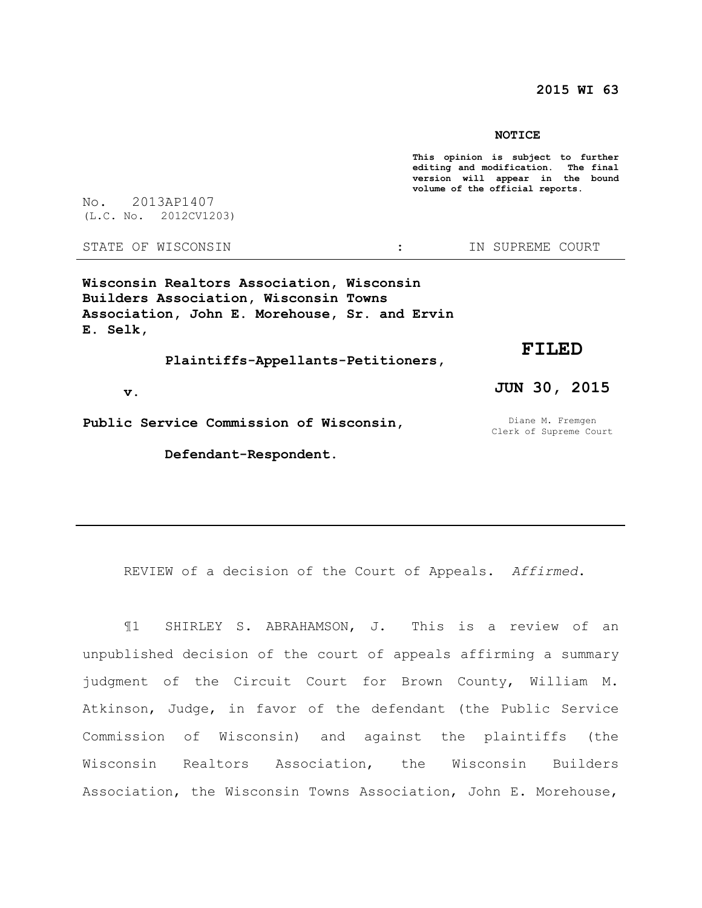**2015 WI 63**

**NOTICE**

**This opinion is subject to further editing and modification. The final version will appear in the bound volume of the official reports.**

No. 2013AP1407
(L.C. No. 2012CV1203)

STATE OF WISCONSIN : IN SUPREME COURT

**Wisconsin Realtors Association, Wisconsin Builders Association, Wisconsin Towns Association, John E. Morehouse, Sr. and Ervin E. Selk,**

**Plaintiffs-Appellants-Petitioners,**

**v.**

**Public Service Commission of Wisconsin,**

**Defendant-Respondent.**

**FILED**

**JUN 30, 2015**

Diane M. Fremgen
Clerk of Supreme Court

---

REVIEW of a decision of the Court of Appeals. *Affirmed*.

¶1 SHIRLEY S. ABRAHAMSON, J. This is a review of an unpublished decision of the court of appeals affirming a summary judgment of the Circuit Court for Brown County, William M. Atkinson, Judge, in favor of the defendant (the Public Service Commission of Wisconsin) and against the plaintiffs (the Wisconsin Realtors Association, the Wisconsin Builders Association, the Wisconsin Towns Association, John E. Morehouse,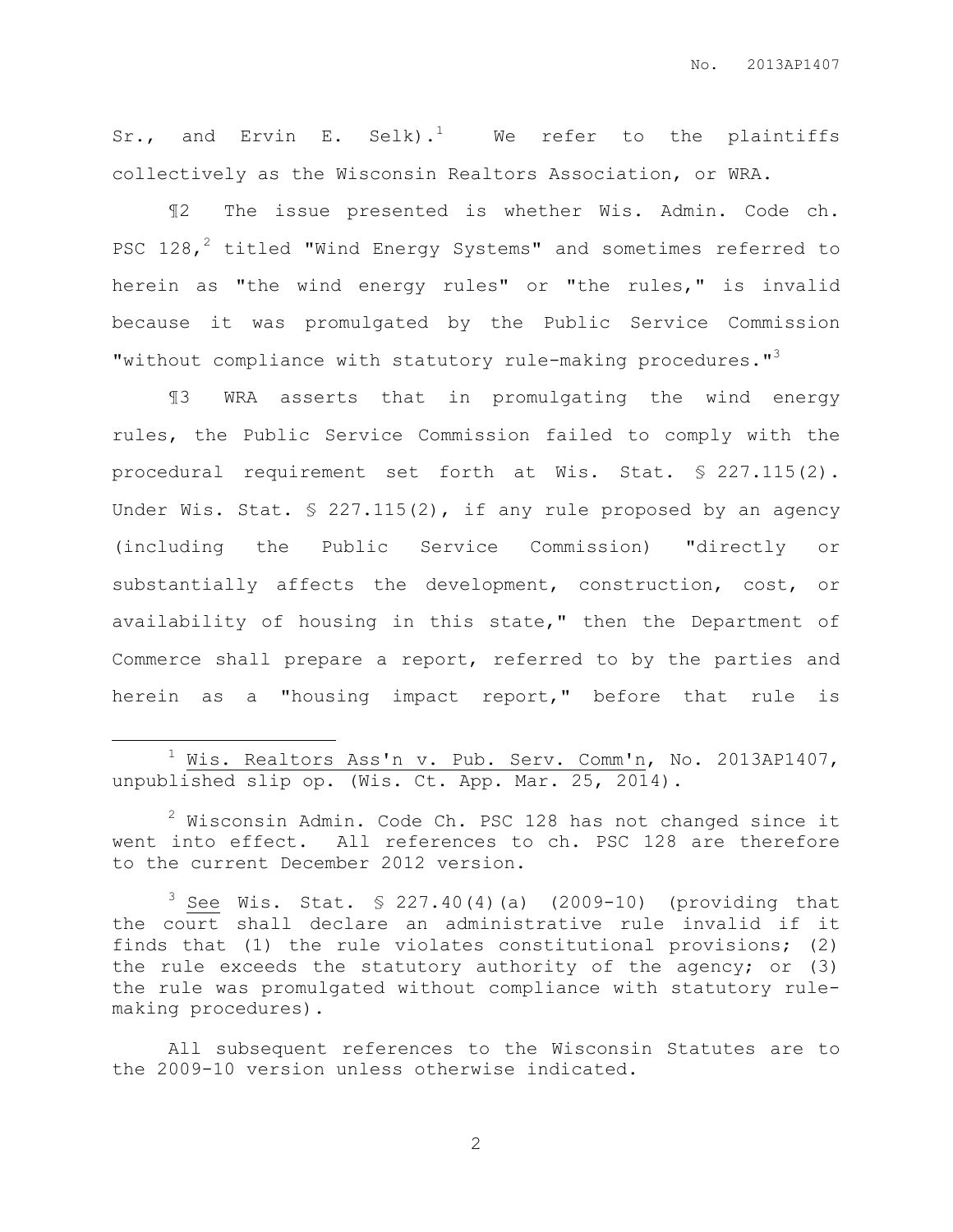Sr., and Ervin E. Selk).[1] We refer to the plaintiffs collectively as the Wisconsin Realtors Association, or WRA.

¶2 The issue presented is whether Wis. Admin. Code ch. PSC 128,[2] titled "Wind Energy Systems" and sometimes referred to herein as "the wind energy rules" or "the rules," is invalid because it was promulgated by the Public Service Commission "without compliance with statutory rule-making procedures."[3]

¶3 WRA asserts that in promulgating the wind energy rules, the Public Service Commission failed to comply with the procedural requirement set forth at Wis. Stat. § 227.115(2). Under Wis. Stat. § 227.115(2), if any rule proposed by an agency (including the Public Service Commission) "directly or substantially affects the development, construction, cost, or availability of housing in this state," then the Department of Commerce shall prepare a report, referred to by the parties and herein as a "housing impact report," before that rule is

---

[1] Wis. Realtors Ass'n v. Pub. Serv. Comm'n, No. 2013AP1407, unpublished slip op. (Wis. Ct. App. Mar. 25, 2014).

[2] Wisconsin Admin. Code Ch. PSC 128 has not changed since it went into effect. All references to ch. PSC 128 are therefore to the current December 2012 version.

[3] See Wis. Stat. § 227.40(4)(a) (2009-10) (providing that the court shall declare an administrative rule invalid if it finds that (1) the rule violates constitutional provisions; (2) the rule exceeds the statutory authority of the agency; or (3) the rule was promulgated without compliance with statutory rule-making procedures).

All subsequent references to the Wisconsin Statutes are to the 2009-10 version unless otherwise indicated.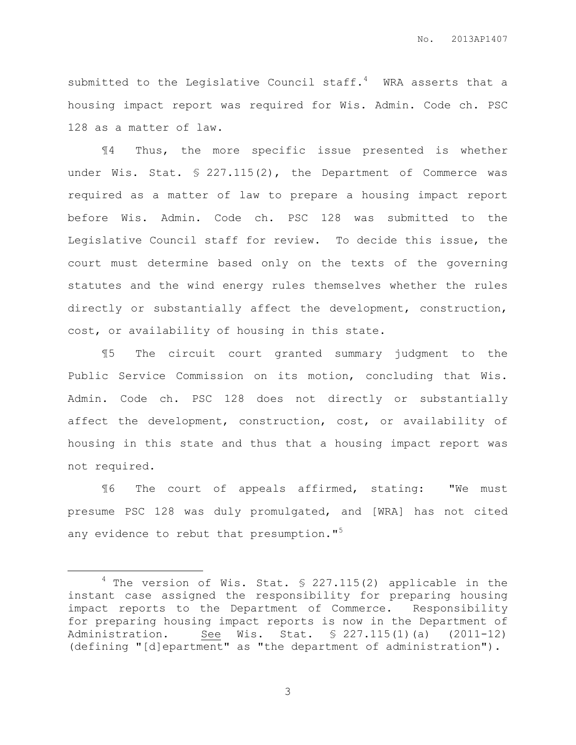submitted to the Legislative Council staff.[4] WRA asserts that a housing impact report was required for Wis. Admin. Code ch. PSC 128 as a matter of law.

¶4 Thus, the more specific issue presented is whether under Wis. Stat. § 227.115(2), the Department of Commerce was required as a matter of law to prepare a housing impact report before Wis. Admin. Code ch. PSC 128 was submitted to the Legislative Council staff for review. To decide this issue, the court must determine based only on the texts of the governing statutes and the wind energy rules themselves whether the rules directly or substantially affect the development, construction, cost, or availability of housing in this state.

¶5 The circuit court granted summary judgment to the Public Service Commission on its motion, concluding that Wis. Admin. Code ch. PSC 128 does not directly or substantially affect the development, construction, cost, or availability of housing in this state and thus that a housing impact report was not required.

¶6 The court of appeals affirmed, stating: "We must presume PSC 128 was duly promulgated, and [WRA] has not cited any evidence to rebut that presumption."[5]

---

[4] The version of Wis. Stat. § 227.115(2) applicable in the instant case assigned the responsibility for preparing housing impact reports to the Department of Commerce. Responsibility for preparing housing impact reports is now in the Department of Administration. See Wis. Stat. § 227.115(1)(a) (2011-12) (defining "[d]epartment" as "the department of administration").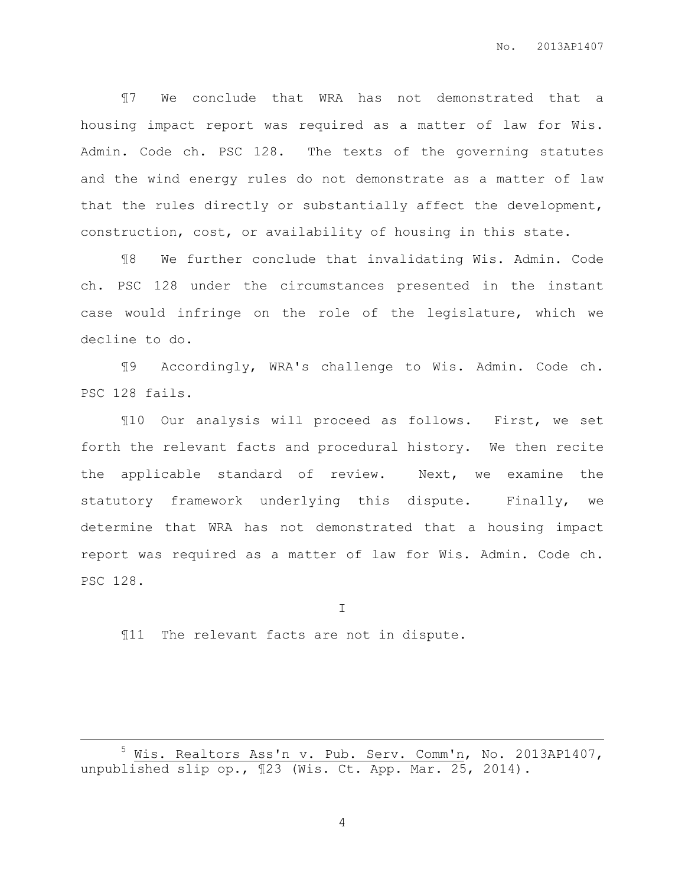¶7 We conclude that WRA has not demonstrated that a housing impact report was required as a matter of law for Wis. Admin. Code ch. PSC 128. The texts of the governing statutes and the wind energy rules do not demonstrate as a matter of law that the rules directly or substantially affect the development, construction, cost, or availability of housing in this state.

¶8 We further conclude that invalidating Wis. Admin. Code ch. PSC 128 under the circumstances presented in the instant case would infringe on the role of the legislature, which we decline to do.

¶9 Accordingly, WRA's challenge to Wis. Admin. Code ch. PSC 128 fails.

¶10 Our analysis will proceed as follows. First, we set forth the relevant facts and procedural history. We then recite the applicable standard of review. Next, we examine the statutory framework underlying this dispute. Finally, we determine that WRA has not demonstrated that a housing impact report was required as a matter of law for Wis. Admin. Code ch. PSC 128.

## I

¶11 The relevant facts are not in dispute.

---

[5] Wis. Realtors Ass'n v. Pub. Serv. Comm'n, No. 2013AP1407, unpublished slip op., ¶23 (Wis. Ct. App. Mar. 25, 2014).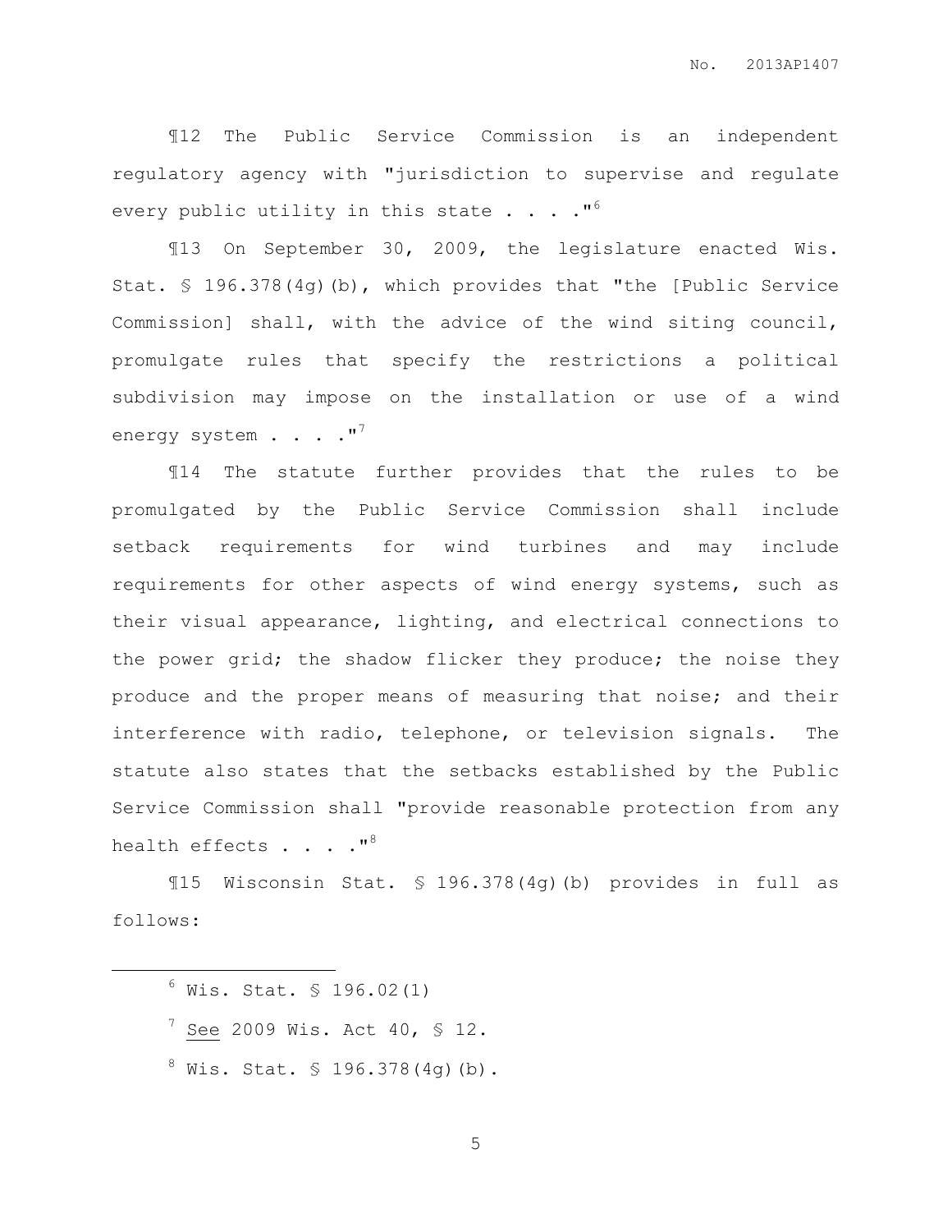¶12 The Public Service Commission is an independent regulatory agency with "jurisdiction to supervise and regulate every public utility in this state . . . ."[6]

¶13 On September 30, 2009, the legislature enacted Wis. Stat. § 196.378(4g)(b), which provides that "the [Public Service Commission] shall, with the advice of the wind siting council, promulgate rules that specify the restrictions a political subdivision may impose on the installation or use of a wind energy system . . . ."[7]

¶14 The statute further provides that the rules to be promulgated by the Public Service Commission shall include setback requirements for wind turbines and may include requirements for other aspects of wind energy systems, such as their visual appearance, lighting, and electrical connections to the power grid; the shadow flicker they produce; the noise they produce and the proper means of measuring that noise; and their interference with radio, telephone, or television signals. The statute also states that the setbacks established by the Public Service Commission shall "provide reasonable protection from any health effects . . . ."[8]

¶15 Wisconsin Stat. § 196.378(4g)(b) provides in full as follows:

---

[6] Wis. Stat. § 196.02(1)

[7] See 2009 Wis. Act 40, § 12.

[8] Wis. Stat. § 196.378(4g)(b).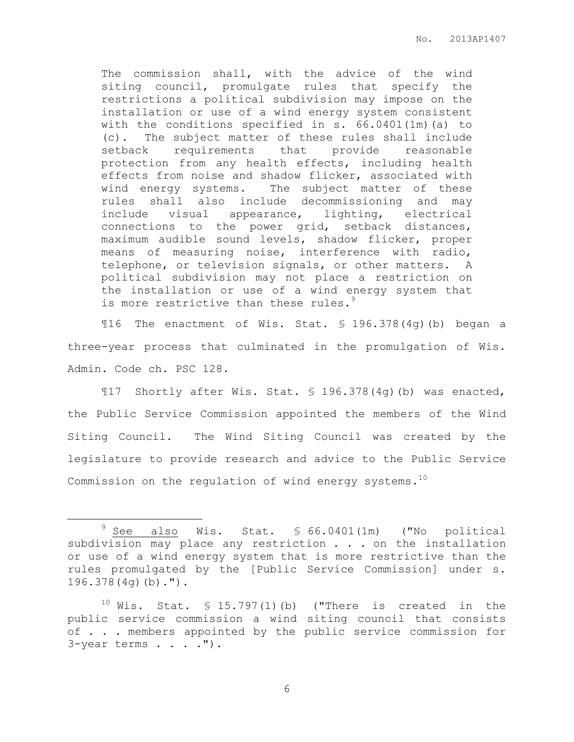> The commission shall, with the advice of the wind siting council, promulgate rules that specify the restrictions a political subdivision may impose on the installation or use of a wind energy system consistent with the conditions specified in s. 66.0401(1m)(a) to (c). The subject matter of these rules shall include setback requirements that provide reasonable protection from any health effects, including health effects from noise and shadow flicker, associated with wind energy systems. The subject matter of these rules shall also include decommissioning and may include visual appearance, lighting, electrical connections to the power grid, setback distances, maximum audible sound levels, shadow flicker, proper means of measuring noise, interference with radio, telephone, or television signals, or other matters. A political subdivision may not place a restriction on the installation or use of a wind energy system that is more restrictive than these rules.[9]

¶16 The enactment of Wis. Stat. § 196.378(4g)(b) began a three-year process that culminated in the promulgation of Wis. Admin. Code ch. PSC 128.

¶17 Shortly after Wis. Stat. § 196.378(4g)(b) was enacted, the Public Service Commission appointed the members of the Wind Siting Council. The Wind Siting Council was created by the legislature to provide research and advice to the Public Service Commission on the regulation of wind energy systems.[10]

---

[9] See also Wis. Stat. § 66.0401(1m) ("No political subdivision may place any restriction . . . on the installation or use of a wind energy system that is more restrictive than the rules promulgated by the [Public Service Commission] under s. 196.378(4g)(b).").

[10] Wis. Stat. § 15.797(1)(b) ("There is created in the public service commission a wind siting council that consists of . . . members appointed by the public service commission for 3-year terms . . . .").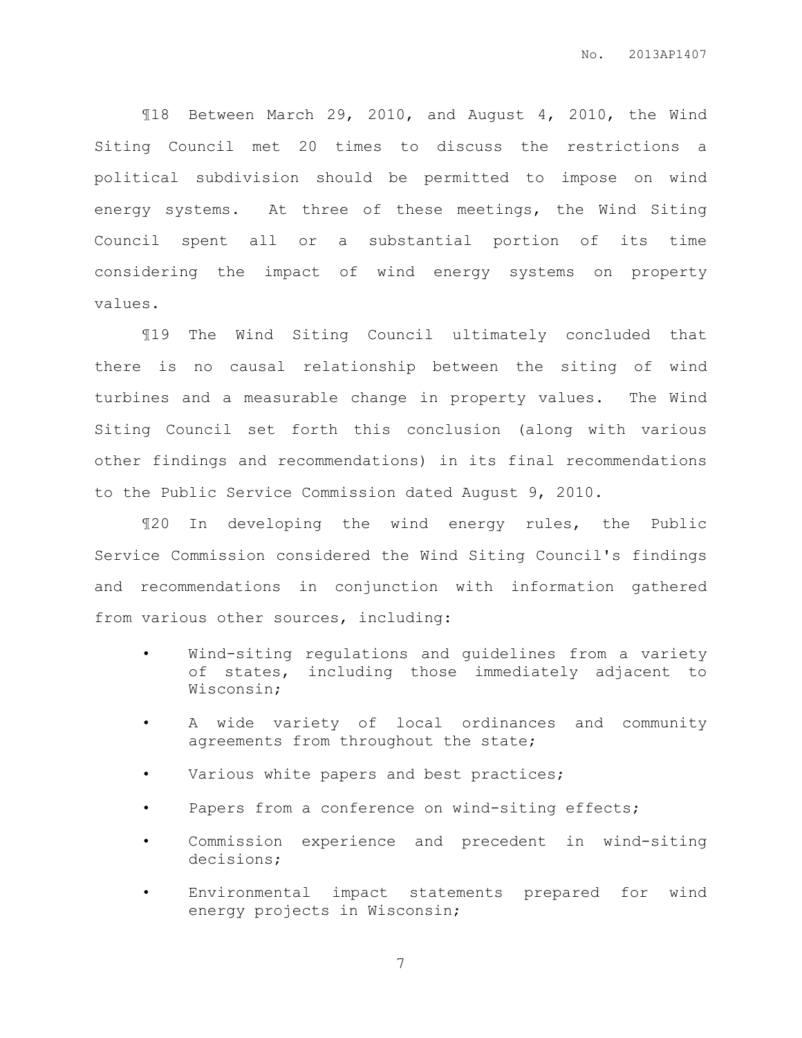¶18 Between March 29, 2010, and August 4, 2010, the Wind Siting Council met 20 times to discuss the restrictions a political subdivision should be permitted to impose on wind energy systems. At three of these meetings, the Wind Siting Council spent all or a substantial portion of its time considering the impact of wind energy systems on property values.

¶19 The Wind Siting Council ultimately concluded that there is no causal relationship between the siting of wind turbines and a measurable change in property values. The Wind Siting Council set forth this conclusion (along with various other findings and recommendations) in its final recommendations to the Public Service Commission dated August 9, 2010.

¶20 In developing the wind energy rules, the Public Service Commission considered the Wind Siting Council's findings and recommendations in conjunction with information gathered from various other sources, including:

- Wind-siting regulations and guidelines from a variety of states, including those immediately adjacent to Wisconsin;
- A wide variety of local ordinances and community agreements from throughout the state;
- Various white papers and best practices;
- Papers from a conference on wind-siting effects;
- Commission experience and precedent in wind-siting decisions;
- Environmental impact statements prepared for wind energy projects in Wisconsin;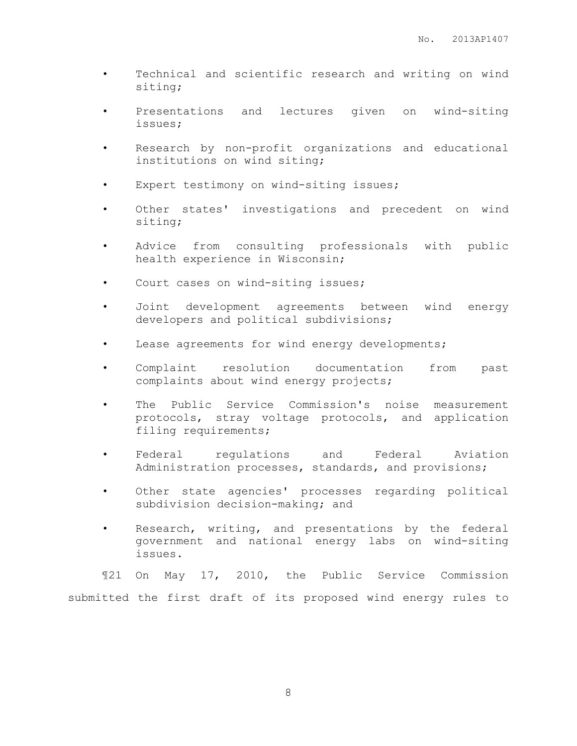- Technical and scientific research and writing on wind siting;
- Presentations and lectures given on wind-siting issues;
- Research by non-profit organizations and educational institutions on wind siting;
- Expert testimony on wind-siting issues;
- Other states' investigations and precedent on wind siting;
- Advice from consulting professionals with public health experience in Wisconsin;
- Court cases on wind-siting issues;
- Joint development agreements between wind energy developers and political subdivisions;
- Lease agreements for wind energy developments;
- Complaint resolution documentation from past complaints about wind energy projects;
- The Public Service Commission's noise measurement protocols, stray voltage protocols, and application filing requirements;
- Federal regulations and Federal Aviation Administration processes, standards, and provisions;
- Other state agencies' processes regarding political subdivision decision-making; and
- Research, writing, and presentations by the federal government and national energy labs on wind-siting issues.

¶21 On May 17, 2010, the Public Service Commission submitted the first draft of its proposed wind energy rules to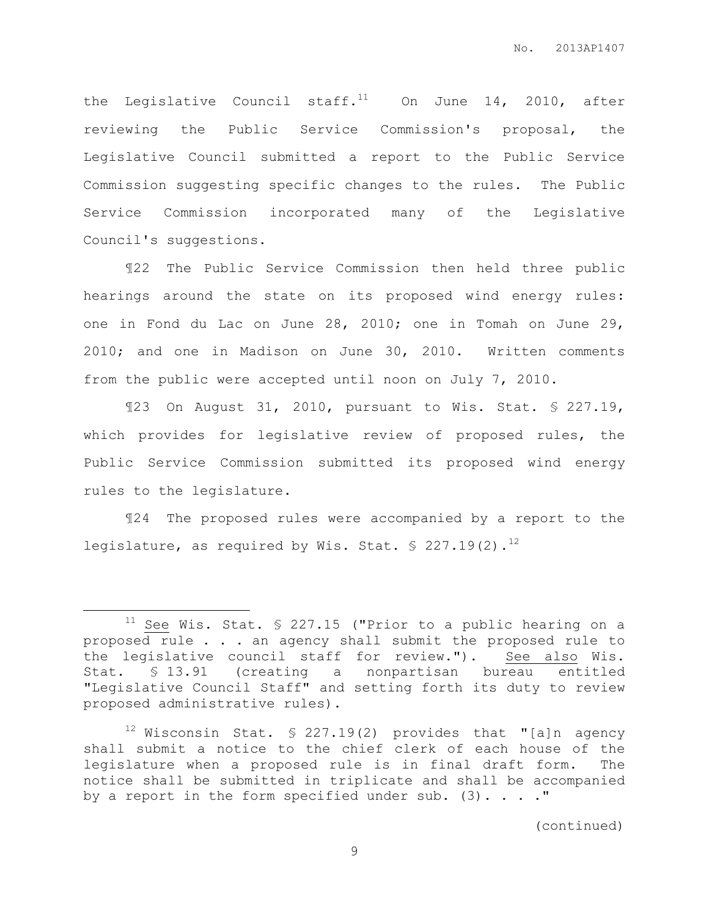the Legislative Council staff.[11] On June 14, 2010, after reviewing the Public Service Commission's proposal, the Legislative Council submitted a report to the Public Service Commission suggesting specific changes to the rules. The Public Service Commission incorporated many of the Legislative Council's suggestions.

¶22 The Public Service Commission then held three public hearings around the state on its proposed wind energy rules: one in Fond du Lac on June 28, 2010; one in Tomah on June 29, 2010; and one in Madison on June 30, 2010. Written comments from the public were accepted until noon on July 7, 2010.

¶23 On August 31, 2010, pursuant to Wis. Stat. § 227.19, which provides for legislative review of proposed rules, the Public Service Commission submitted its proposed wind energy rules to the legislature.

¶24 The proposed rules were accompanied by a report to the legislature, as required by Wis. Stat. § 227.19(2).[12]

---

[11] See Wis. Stat. § 227.15 ("Prior to a public hearing on a proposed rule . . . an agency shall submit the proposed rule to the legislative council staff for review."). See also Wis. Stat. § 13.91 (creating a nonpartisan bureau entitled "Legislative Council Staff" and setting forth its duty to review proposed administrative rules).

[12] Wisconsin Stat. § 227.19(2) provides that "[a]n agency shall submit a notice to the chief clerk of each house of the legislature when a proposed rule is in final draft form. The notice shall be submitted in triplicate and shall be accompanied by a report in the form specified under sub. (3). . . ."

(continued)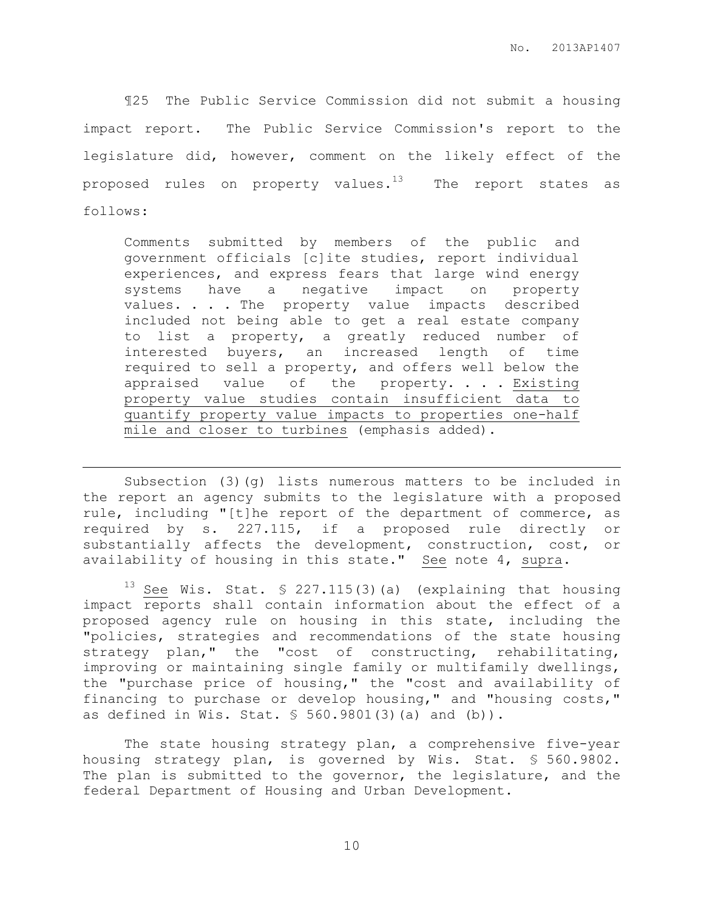¶25 The Public Service Commission did not submit a housing impact report. The Public Service Commission's report to the legislature did, however, comment on the likely effect of the proposed rules on property values.[13] The report states as follows:

> Comments submitted by members of the public and government officials [c]ite studies, report individual experiences, and express fears that large wind energy systems have a negative impact on property values. . . . The property value impacts described included not being able to get a real estate company to list a property, a greatly reduced number of interested buyers, an increased length of time required to sell a property, and offers well below the appraised value of the property. . . . <u>Existing property value studies contain insufficient data to quantify property value impacts to properties one-half mile and closer to turbines</u> (emphasis added).

---

Subsection (3)(g) lists numerous matters to be included in the report an agency submits to the legislature with a proposed rule, including "[t]he report of the department of commerce, as required by s. 227.115, if a proposed rule directly or substantially affects the development, construction, cost, or availability of housing in this state." <u>See</u> note 4, <u>supra</u>.

[13] <u>See</u> Wis. Stat. § 227.115(3)(a) (explaining that housing impact reports shall contain information about the effect of a proposed agency rule on housing in this state, including the "policies, strategies and recommendations of the state housing strategy plan," the "cost of constructing, rehabilitating, improving or maintaining single family or multifamily dwellings, the "purchase price of housing," the "cost and availability of financing to purchase or develop housing," and "housing costs," as defined in Wis. Stat. § 560.9801(3)(a) and (b)).

The state housing strategy plan, a comprehensive five-year housing strategy plan, is governed by Wis. Stat. § 560.9802. The plan is submitted to the governor, the legislature, and the federal Department of Housing and Urban Development.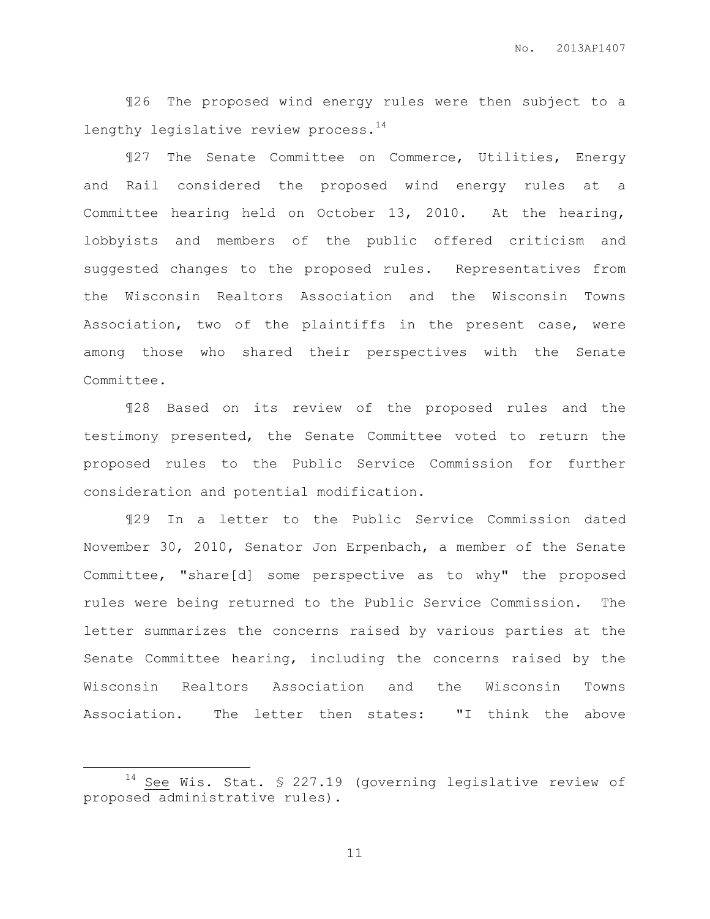¶26 The proposed wind energy rules were then subject to a lengthy legislative review process.[14]

¶27 The Senate Committee on Commerce, Utilities, Energy and Rail considered the proposed wind energy rules at a Committee hearing held on October 13, 2010. At the hearing, lobbyists and members of the public offered criticism and suggested changes to the proposed rules. Representatives from the Wisconsin Realtors Association and the Wisconsin Towns Association, two of the plaintiffs in the present case, were among those who shared their perspectives with the Senate Committee.

¶28 Based on its review of the proposed rules and the testimony presented, the Senate Committee voted to return the proposed rules to the Public Service Commission for further consideration and potential modification.

¶29 In a letter to the Public Service Commission dated November 30, 2010, Senator Jon Erpenbach, a member of the Senate Committee, "share[d] some perspective as to why" the proposed rules were being returned to the Public Service Commission. The letter summarizes the concerns raised by various parties at the Senate Committee hearing, including the concerns raised by the Wisconsin Realtors Association and the Wisconsin Towns Association. The letter then states: "I think the above

---

[14] See Wis. Stat. § 227.19 (governing legislative review of proposed administrative rules).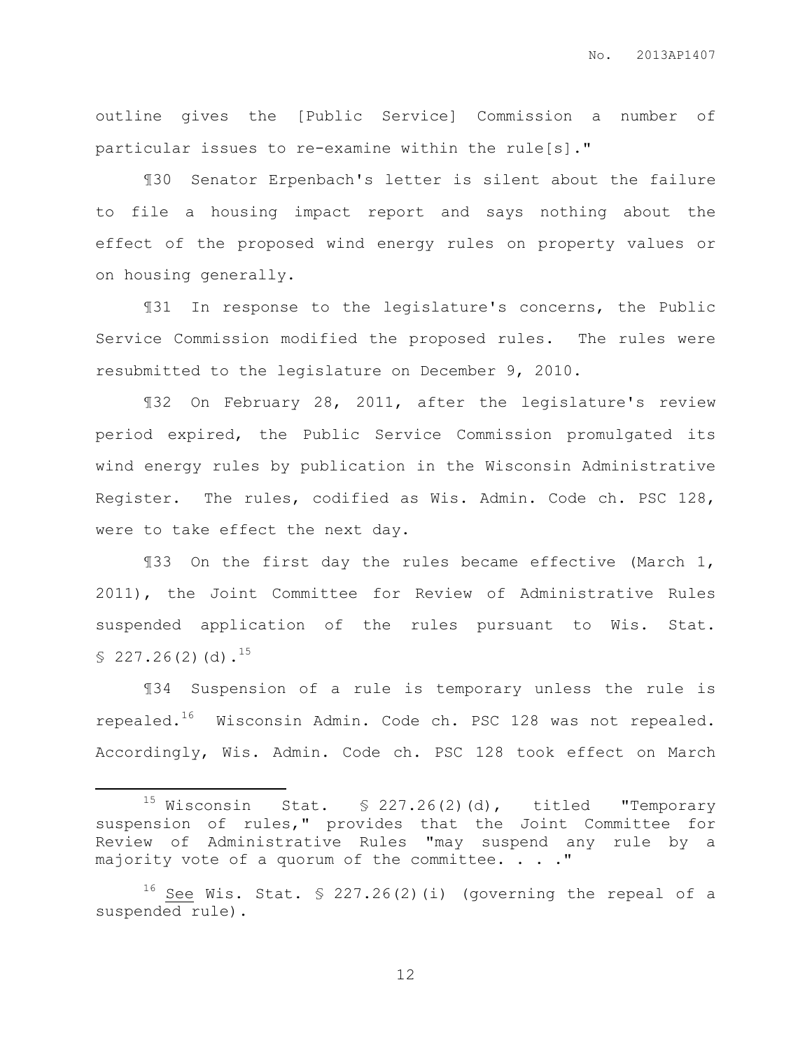outline gives the [Public Service] Commission a number of particular issues to re-examine within the rule[s]."

¶30 Senator Erpenbach's letter is silent about the failure to file a housing impact report and says nothing about the effect of the proposed wind energy rules on property values or on housing generally.

¶31 In response to the legislature's concerns, the Public Service Commission modified the proposed rules. The rules were resubmitted to the legislature on December 9, 2010.

¶32 On February 28, 2011, after the legislature's review period expired, the Public Service Commission promulgated its wind energy rules by publication in the Wisconsin Administrative Register. The rules, codified as Wis. Admin. Code ch. PSC 128, were to take effect the next day.

¶33 On the first day the rules became effective (March 1, 2011), the Joint Committee for Review of Administrative Rules suspended application of the rules pursuant to Wis. Stat. § 227.26(2)(d).[15]

¶34 Suspension of a rule is temporary unless the rule is repealed.[16] Wisconsin Admin. Code ch. PSC 128 was not repealed. Accordingly, Wis. Admin. Code ch. PSC 128 took effect on March

---

[15] Wisconsin Stat. § 227.26(2)(d), titled "Temporary suspension of rules," provides that the Joint Committee for Review of Administrative Rules "may suspend any rule by a majority vote of a quorum of the committee. . . ."

[16] See Wis. Stat. § 227.26(2)(i) (governing the repeal of a suspended rule).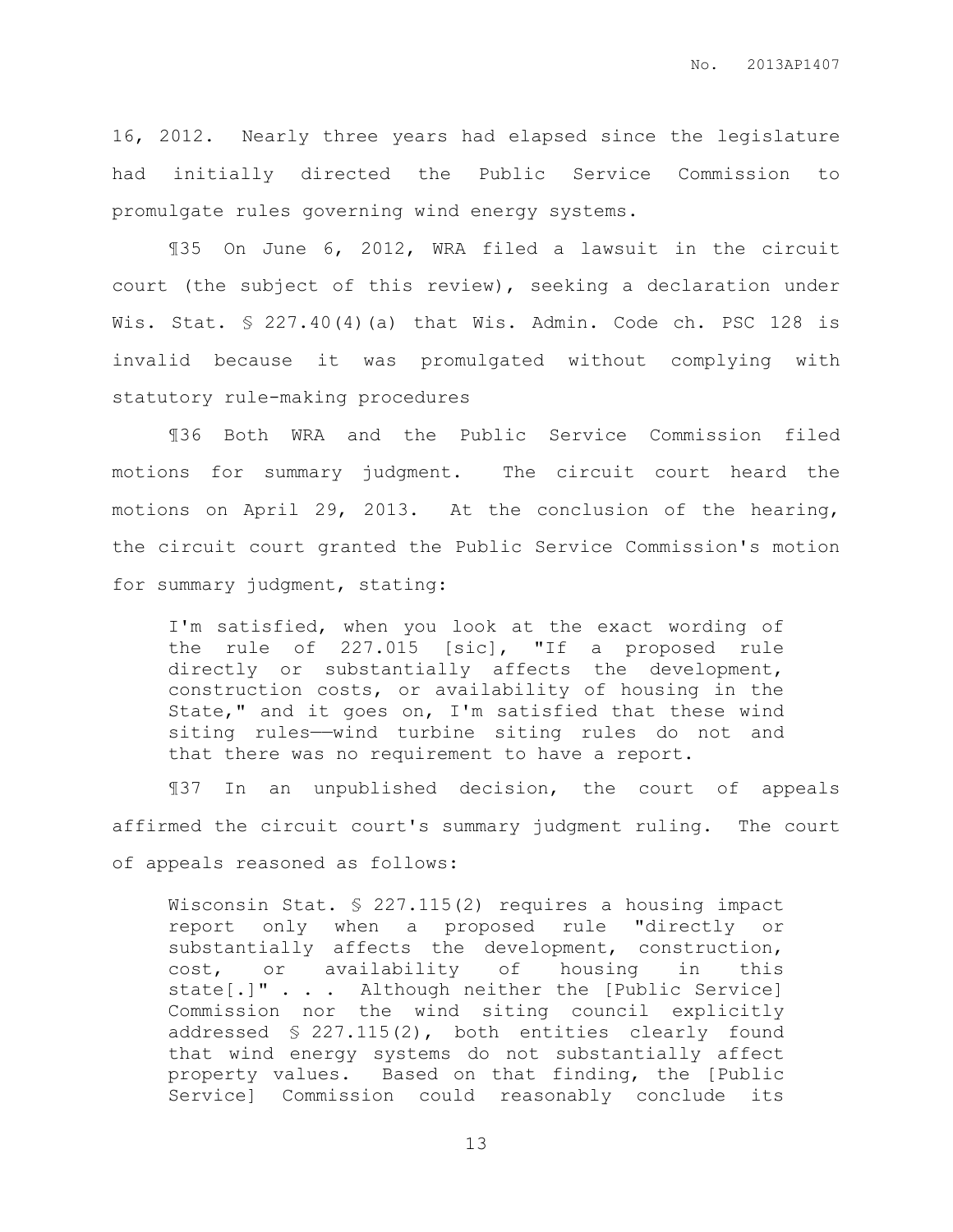16, 2012. Nearly three years had elapsed since the legislature had initially directed the Public Service Commission to promulgate rules governing wind energy systems.

¶35 On June 6, 2012, WRA filed a lawsuit in the circuit court (the subject of this review), seeking a declaration under Wis. Stat. § 227.40(4)(a) that Wis. Admin. Code ch. PSC 128 is invalid because it was promulgated without complying with statutory rule-making procedures

¶36 Both WRA and the Public Service Commission filed motions for summary judgment. The circuit court heard the motions on April 29, 2013. At the conclusion of the hearing, the circuit court granted the Public Service Commission's motion for summary judgment, stating:

> I'm satisfied, when you look at the exact wording of the rule of 227.015 [sic], "If a proposed rule directly or substantially affects the development, construction costs, or availability of housing in the State," and it goes on, I'm satisfied that these wind siting rules——wind turbine siting rules do not and that there was no requirement to have a report.

¶37 In an unpublished decision, the court of appeals affirmed the circuit court's summary judgment ruling. The court of appeals reasoned as follows:

> Wisconsin Stat. § 227.115(2) requires a housing impact report only when a proposed rule "directly or substantially affects the development, construction, cost, or availability of housing in this state[.]" . . . Although neither the [Public Service] Commission nor the wind siting council explicitly addressed § 227.115(2), both entities clearly found that wind energy systems do not substantially affect property values. Based on that finding, the [Public Service] Commission could reasonably conclude its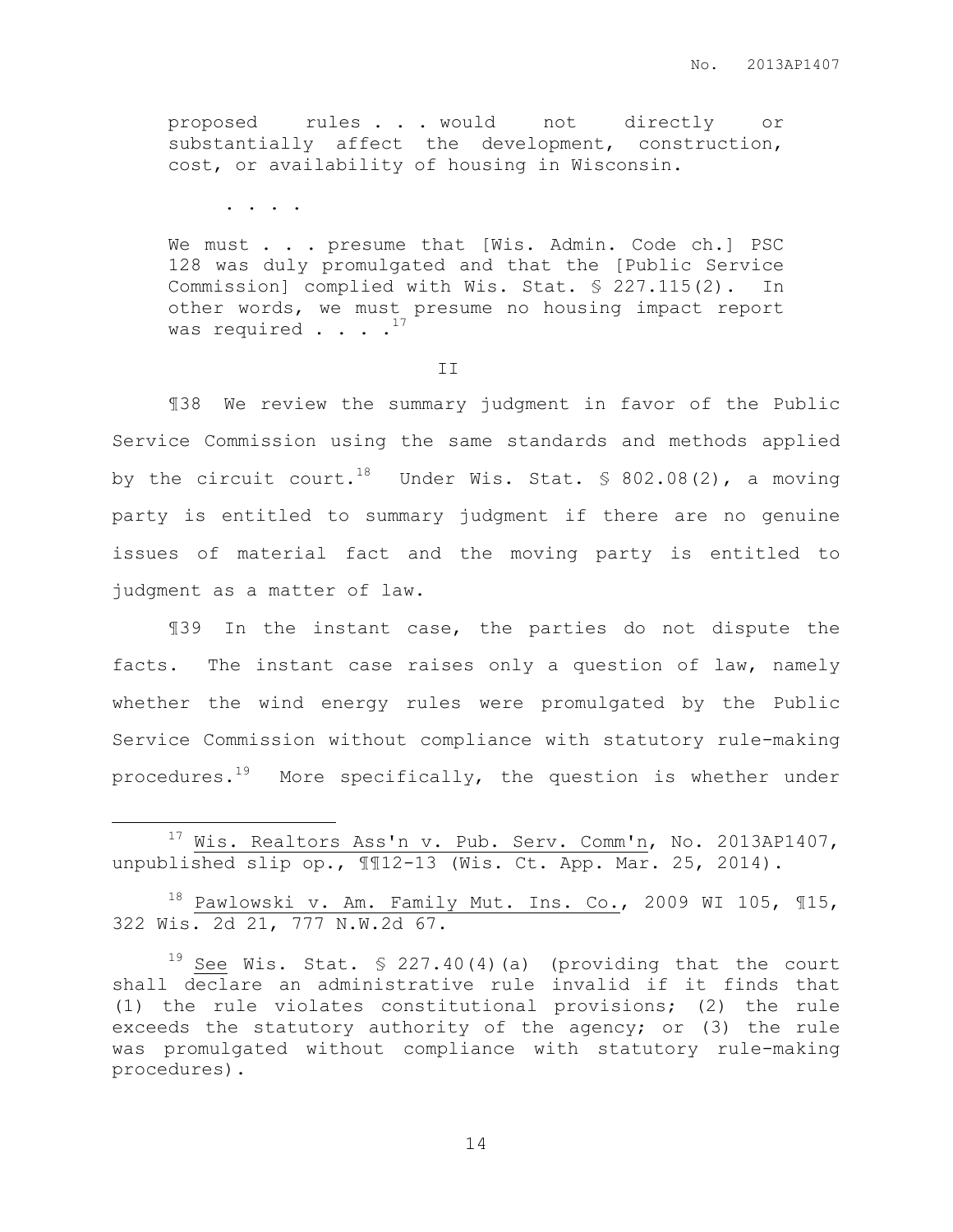> proposed rules . . . would not directly or substantially affect the development, construction, cost, or availability of housing in Wisconsin.
>
> . . . .
>
> We must . . . presume that [Wis. Admin. Code ch.] PSC 128 was duly promulgated and that the [Public Service Commission] complied with Wis. Stat. § 227.115(2). In other words, we must presume no housing impact report was required . . . .[17]

## II

¶38 We review the summary judgment in favor of the Public Service Commission using the same standards and methods applied by the circuit court.[18] Under Wis. Stat. § 802.08(2), a moving party is entitled to summary judgment if there are no genuine issues of material fact and the moving party is entitled to judgment as a matter of law.

¶39 In the instant case, the parties do not dispute the facts. The instant case raises only a question of law, namely whether the wind energy rules were promulgated by the Public Service Commission without compliance with statutory rule-making procedures.[19] More specifically, the question is whether under

---

[17] Wis. Realtors Ass'n v. Pub. Serv. Comm'n, No. 2013AP1407, unpublished slip op., ¶¶12-13 (Wis. Ct. App. Mar. 25, 2014).

[18] Pawlowski v. Am. Family Mut. Ins. Co., 2009 WI 105, ¶15, 322 Wis. 2d 21, 777 N.W.2d 67.

[19] See Wis. Stat. § 227.40(4)(a) (providing that the court shall declare an administrative rule invalid if it finds that (1) the rule violates constitutional provisions; (2) the rule exceeds the statutory authority of the agency; or (3) the rule was promulgated without compliance with statutory rule-making procedures).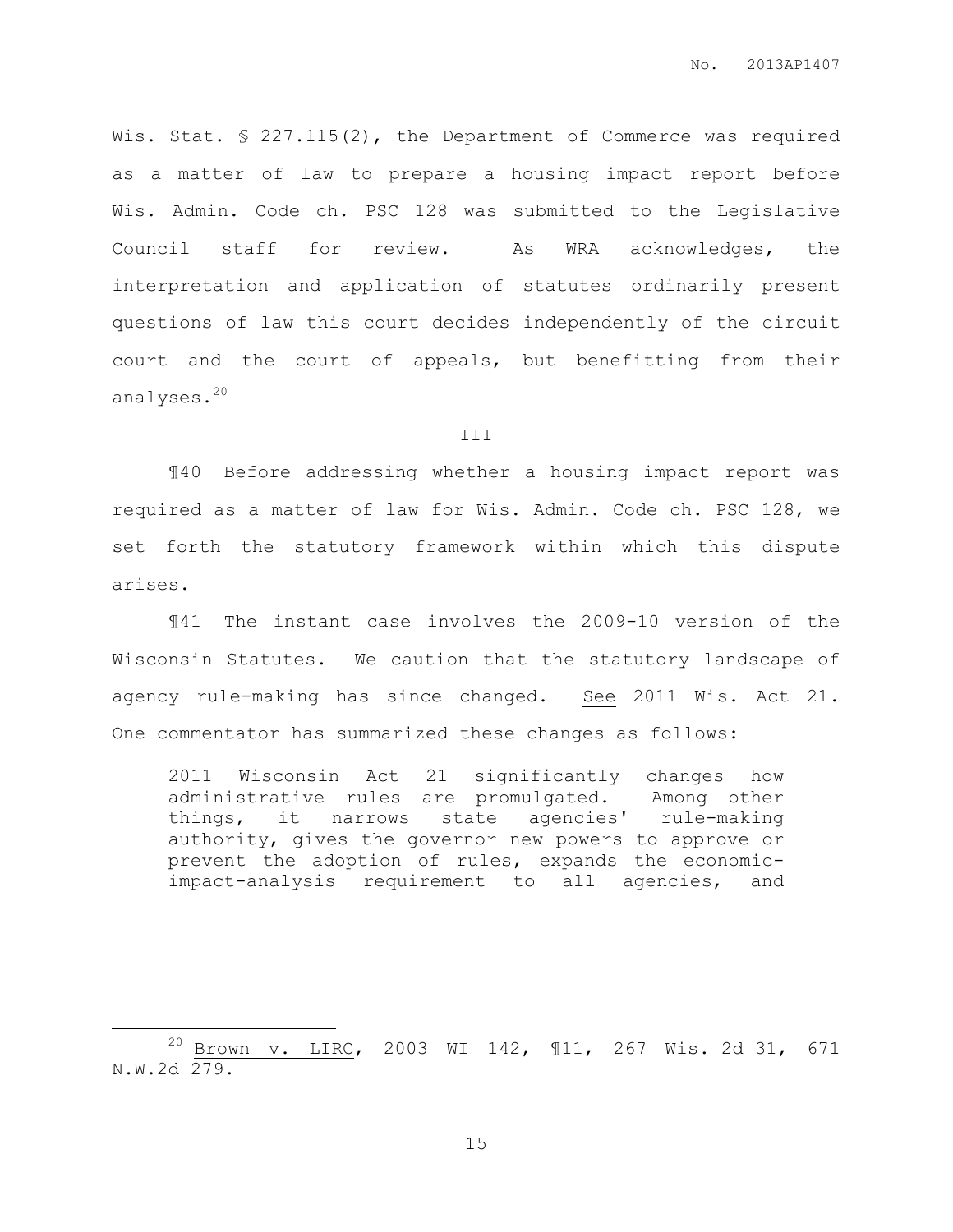Wis. Stat. § 227.115(2), the Department of Commerce was required as a matter of law to prepare a housing impact report before Wis. Admin. Code ch. PSC 128 was submitted to the Legislative Council staff for review. As WRA acknowledges, the interpretation and application of statutes ordinarily present questions of law this court decides independently of the circuit court and the court of appeals, but benefitting from their analyses.[20]

## III

¶40 Before addressing whether a housing impact report was required as a matter of law for Wis. Admin. Code ch. PSC 128, we set forth the statutory framework within which this dispute arises.

¶41 The instant case involves the 2009-10 version of the Wisconsin Statutes. We caution that the statutory landscape of agency rule-making has since changed. _See_ 2011 Wis. Act 21. One commentator has summarized these changes as follows:

> 2011 Wisconsin Act 21 significantly changes how administrative rules are promulgated. Among other things, it narrows state agencies' rule-making authority, gives the governor new powers to approve or prevent the adoption of rules, expands the economic-impact-analysis requirement to all agencies, and

---

[20] _Brown v. LIRC_, 2003 WI 142, ¶11, 267 Wis. 2d 31, 671 N.W.2d 279.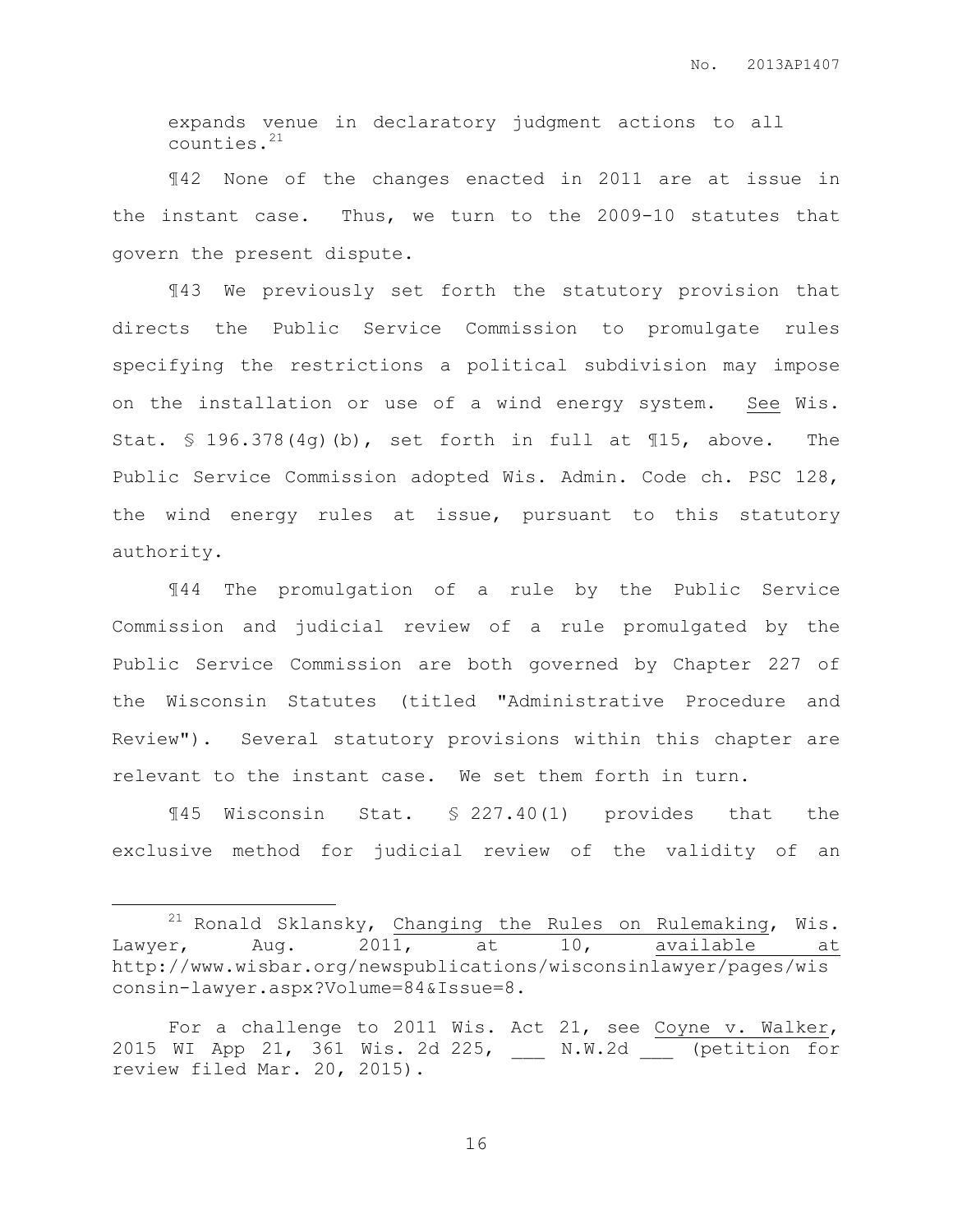expands venue in declaratory judgment actions to all counties.[21]

¶42 None of the changes enacted in 2011 are at issue in the instant case. Thus, we turn to the 2009-10 statutes that govern the present dispute.

¶43 We previously set forth the statutory provision that directs the Public Service Commission to promulgate rules specifying the restrictions a political subdivision may impose on the installation or use of a wind energy system. See Wis. Stat. § 196.378(4g)(b), set forth in full at ¶15, above. The Public Service Commission adopted Wis. Admin. Code ch. PSC 128, the wind energy rules at issue, pursuant to this statutory authority.

¶44 The promulgation of a rule by the Public Service Commission and judicial review of a rule promulgated by the Public Service Commission are both governed by Chapter 227 of the Wisconsin Statutes (titled "Administrative Procedure and Review"). Several statutory provisions within this chapter are relevant to the instant case. We set them forth in turn.

¶45 Wisconsin Stat. § 227.40(1) provides that the exclusive method for judicial review of the validity of an

---

[21] Ronald Sklansky, Changing the Rules on Rulemaking, Wis. Lawyer, Aug. 2011, at 10, available at http://www.wisbar.org/newspublications/wisconsinlawyer/pages/wisconsin-lawyer.aspx?Volume=84&Issue=8.

For a challenge to 2011 Wis. Act 21, see Coyne v. Walker, 2015 WI App 21, 361 Wis. 2d 225, ___ N.W.2d ___ (petition for review filed Mar. 20, 2015).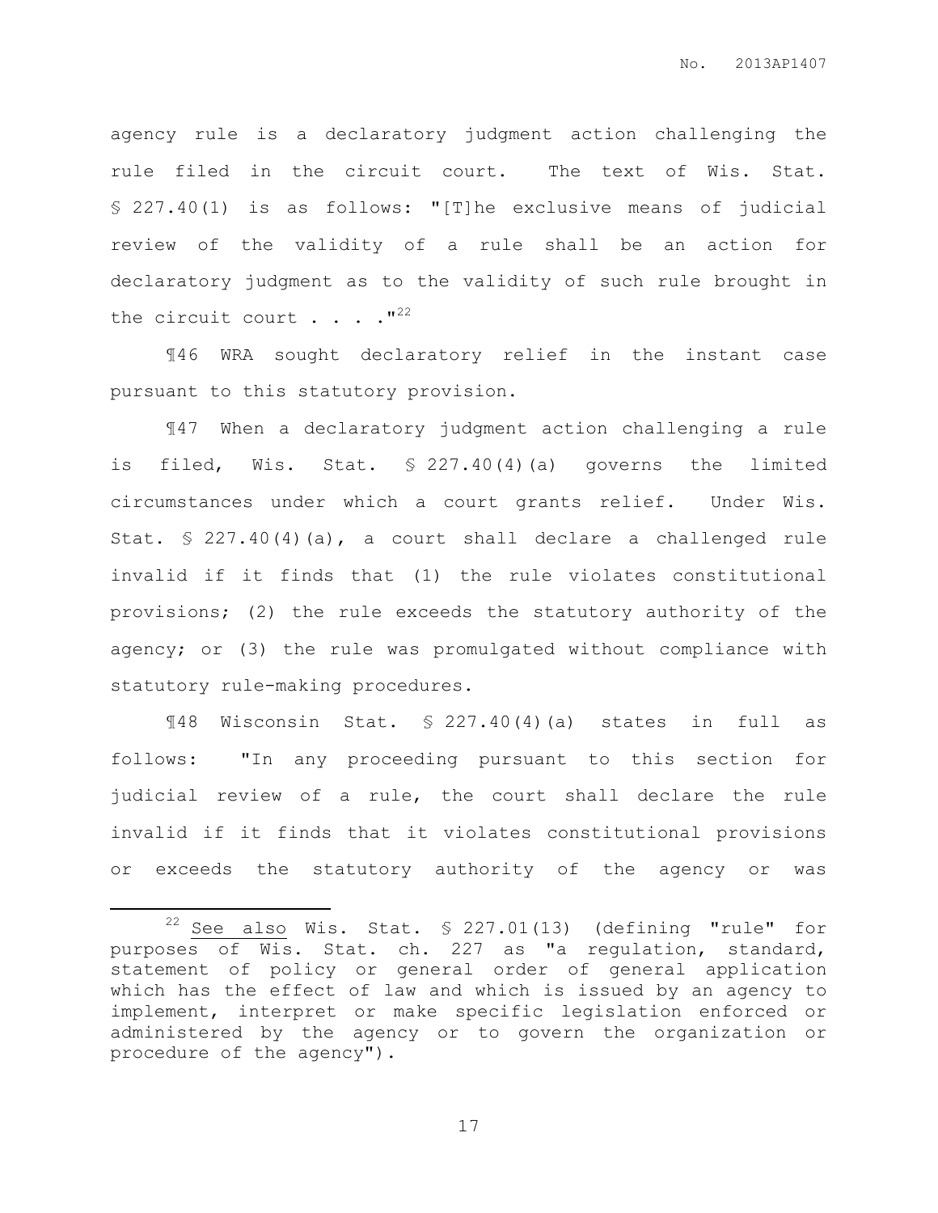agency rule is a declaratory judgment action challenging the rule filed in the circuit court. The text of Wis. Stat. § 227.40(1) is as follows: "[T]he exclusive means of judicial review of the validity of a rule shall be an action for declaratory judgment as to the validity of such rule brought in the circuit court . . . ."[22]

¶46 WRA sought declaratory relief in the instant case pursuant to this statutory provision.

¶47 When a declaratory judgment action challenging a rule is filed, Wis. Stat. § 227.40(4)(a) governs the limited circumstances under which a court grants relief. Under Wis. Stat. § 227.40(4)(a), a court shall declare a challenged rule invalid if it finds that (1) the rule violates constitutional provisions; (2) the rule exceeds the statutory authority of the agency; or (3) the rule was promulgated without compliance with statutory rule-making procedures.

¶48 Wisconsin Stat. § 227.40(4)(a) states in full as follows: "In any proceeding pursuant to this section for judicial review of a rule, the court shall declare the rule invalid if it finds that it violates constitutional provisions or exceeds the statutory authority of the agency or was

---

[22] See also Wis. Stat. § 227.01(13) (defining "rule" for purposes of Wis. Stat. ch. 227 as "a regulation, standard, statement of policy or general order of general application which has the effect of law and which is issued by an agency to implement, interpret or make specific legislation enforced or administered by the agency or to govern the organization or procedure of the agency").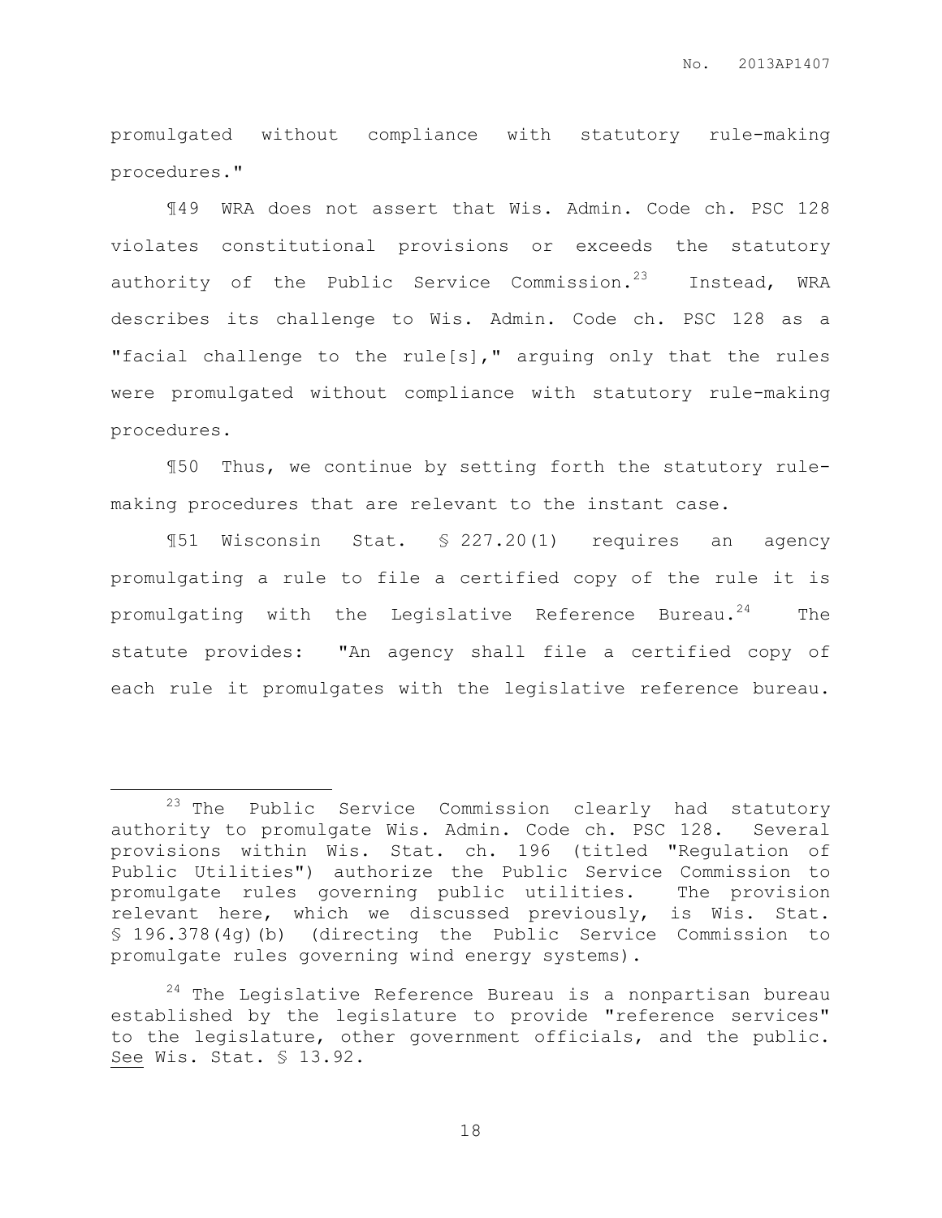promulgated without compliance with statutory rule-making procedures."

¶49 WRA does not assert that Wis. Admin. Code ch. PSC 128 violates constitutional provisions or exceeds the statutory authority of the Public Service Commission.[23] Instead, WRA describes its challenge to Wis. Admin. Code ch. PSC 128 as a "facial challenge to the rule[s]," arguing only that the rules were promulgated without compliance with statutory rule-making procedures.

¶50 Thus, we continue by setting forth the statutory rule-making procedures that are relevant to the instant case.

¶51 Wisconsin Stat. § 227.20(1) requires an agency promulgating a rule to file a certified copy of the rule it is promulgating with the Legislative Reference Bureau.[24] The statute provides: "An agency shall file a certified copy of each rule it promulgates with the legislative reference bureau.

---

[23] The Public Service Commission clearly had statutory authority to promulgate Wis. Admin. Code ch. PSC 128. Several provisions within Wis. Stat. ch. 196 (titled "Regulation of Public Utilities") authorize the Public Service Commission to promulgate rules governing public utilities. The provision relevant here, which we discussed previously, is Wis. Stat. § 196.378(4g)(b) (directing the Public Service Commission to promulgate rules governing wind energy systems).

[24] The Legislative Reference Bureau is a nonpartisan bureau established by the legislature to provide "reference services" to the legislature, other government officials, and the public. See Wis. Stat. § 13.92.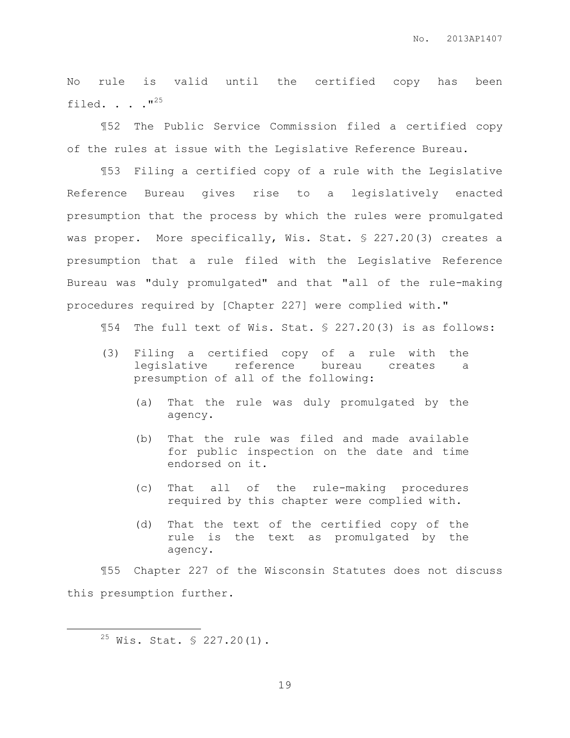No rule is valid until the certified copy has been filed. . . ."[25]

¶52 The Public Service Commission filed a certified copy of the rules at issue with the Legislative Reference Bureau.

¶53 Filing a certified copy of a rule with the Legislative Reference Bureau gives rise to a legislatively enacted presumption that the process by which the rules were promulgated was proper. More specifically, Wis. Stat. § 227.20(3) creates a presumption that a rule filed with the Legislative Reference Bureau was "duly promulgated" and that "all of the rule-making procedures required by [Chapter 227] were complied with."

¶54 The full text of Wis. Stat. § 227.20(3) is as follows:

> (3) Filing a certified copy of a rule with the legislative reference bureau creates a presumption of all of the following:
>
> (a) That the rule was duly promulgated by the agency.
>
> (b) That the rule was filed and made available for public inspection on the date and time endorsed on it.
>
> (c) That all of the rule-making procedures required by this chapter were complied with.
>
> (d) That the text of the certified copy of the rule is the text as promulgated by the agency.

¶55 Chapter 227 of the Wisconsin Statutes does not discuss this presumption further.

---

[25] Wis. Stat. § 227.20(1).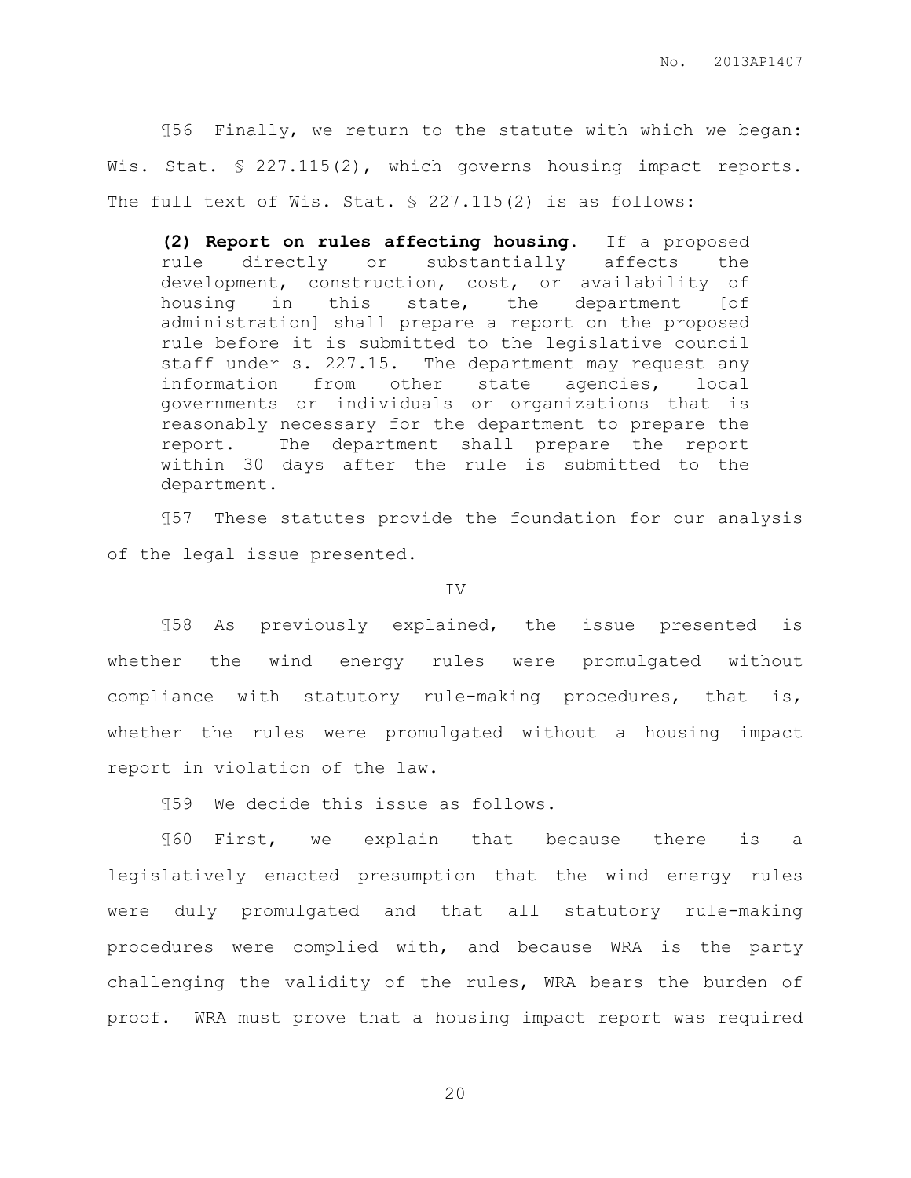¶56 Finally, we return to the statute with which we began: Wis. Stat. § 227.115(2), which governs housing impact reports. The full text of Wis. Stat. § 227.115(2) is as follows:

> **(2) Report on rules affecting housing.** If a proposed rule directly or substantially affects the development, construction, cost, or availability of housing in this state, the department [of administration] shall prepare a report on the proposed rule before it is submitted to the legislative council staff under s. 227.15. The department may request any information from other state agencies, local governments or individuals or organizations that is reasonably necessary for the department to prepare the report. The department shall prepare the report within 30 days after the rule is submitted to the department.

¶57 These statutes provide the foundation for our analysis of the legal issue presented.

## IV

¶58 As previously explained, the issue presented is whether the wind energy rules were promulgated without compliance with statutory rule-making procedures, that is, whether the rules were promulgated without a housing impact report in violation of the law.

¶59 We decide this issue as follows.

¶60 First, we explain that because there is a legislatively enacted presumption that the wind energy rules were duly promulgated and that all statutory rule-making procedures were complied with, and because WRA is the party challenging the validity of the rules, WRA bears the burden of proof. WRA must prove that a housing impact report was required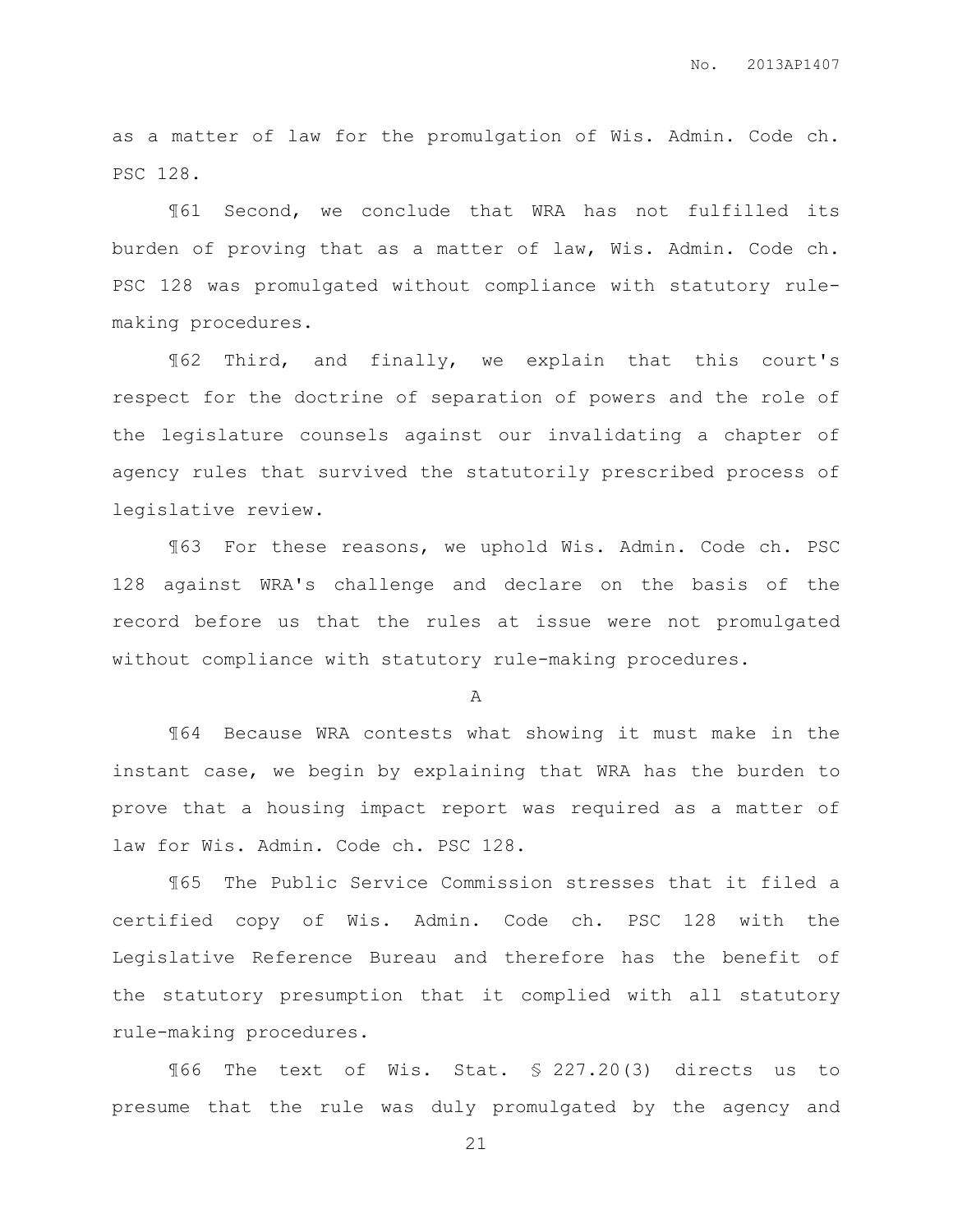as a matter of law for the promulgation of Wis. Admin. Code ch. PSC 128.

¶61 Second, we conclude that WRA has not fulfilled its burden of proving that as a matter of law, Wis. Admin. Code ch. PSC 128 was promulgated without compliance with statutory rule-making procedures.

¶62 Third, and finally, we explain that this court's respect for the doctrine of separation of powers and the role of the legislature counsels against our invalidating a chapter of agency rules that survived the statutorily prescribed process of legislative review.

¶63 For these reasons, we uphold Wis. Admin. Code ch. PSC 128 against WRA's challenge and declare on the basis of the record before us that the rules at issue were not promulgated without compliance with statutory rule-making procedures.

A

¶64 Because WRA contests what showing it must make in the instant case, we begin by explaining that WRA has the burden to prove that a housing impact report was required as a matter of law for Wis. Admin. Code ch. PSC 128.

¶65 The Public Service Commission stresses that it filed a certified copy of Wis. Admin. Code ch. PSC 128 with the Legislative Reference Bureau and therefore has the benefit of the statutory presumption that it complied with all statutory rule-making procedures.

¶66 The text of Wis. Stat. § 227.20(3) directs us to presume that the rule was duly promulgated by the agency and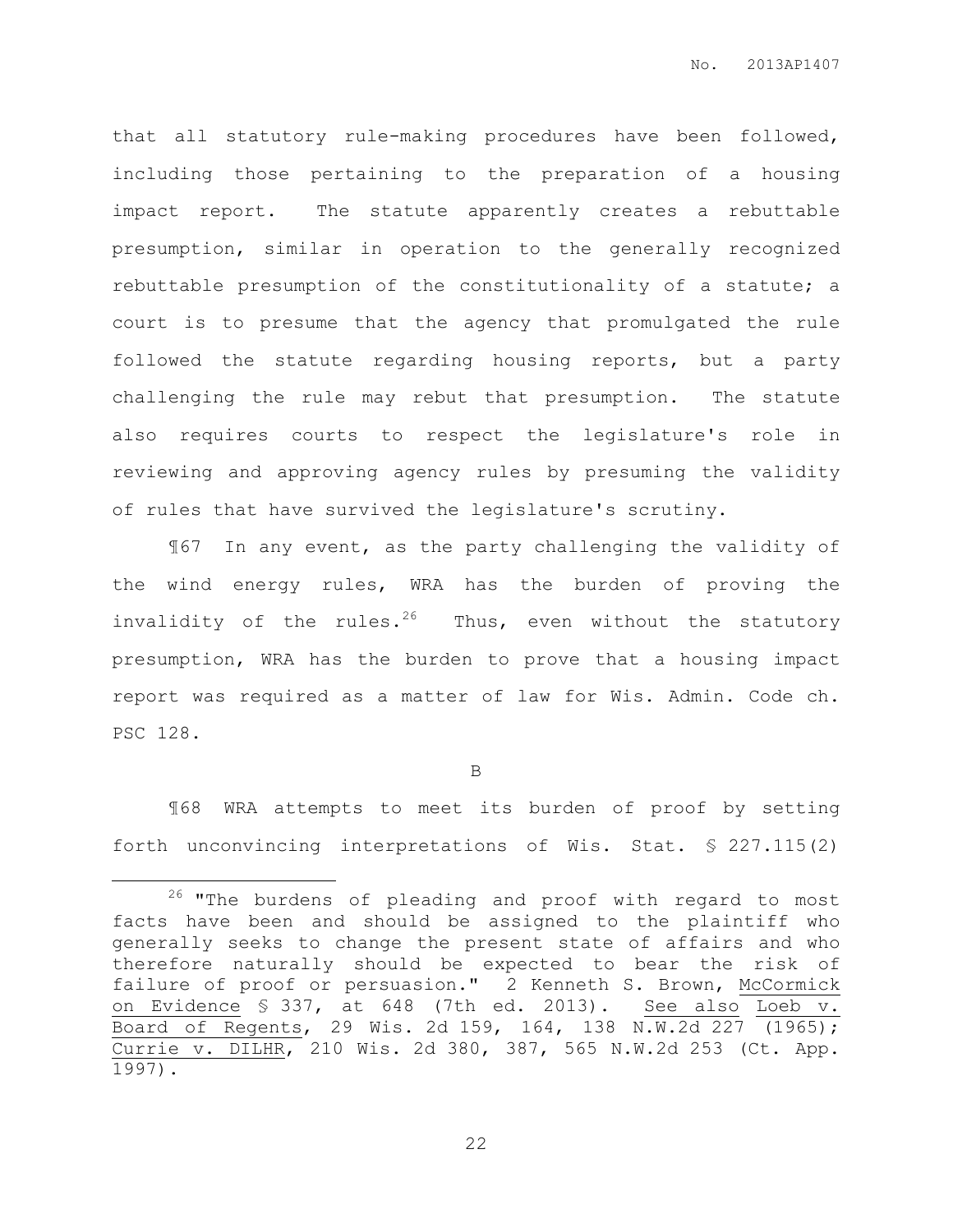that all statutory rule-making procedures have been followed, including those pertaining to the preparation of a housing impact report. The statute apparently creates a rebuttable presumption, similar in operation to the generally recognized rebuttable presumption of the constitutionality of a statute; a court is to presume that the agency that promulgated the rule followed the statute regarding housing reports, but a party challenging the rule may rebut that presumption. The statute also requires courts to respect the legislature's role in reviewing and approving agency rules by presuming the validity of rules that have survived the legislature's scrutiny.

¶67 In any event, as the party challenging the validity of the wind energy rules, WRA has the burden of proving the invalidity of the rules.[26] Thus, even without the statutory presumption, WRA has the burden to prove that a housing impact report was required as a matter of law for Wis. Admin. Code ch. PSC 128.

B

¶68 WRA attempts to meet its burden of proof by setting forth unconvincing interpretations of Wis. Stat. § 227.115(2)

---

[26] "The burdens of pleading and proof with regard to most facts have been and should be assigned to the plaintiff who generally seeks to change the present state of affairs and who therefore naturally should be expected to bear the risk of failure of proof or persuasion." 2 Kenneth S. Brown, McCormick on Evidence § 337, at 648 (7th ed. 2013). See also Loeb v. Board of Regents, 29 Wis. 2d 159, 164, 138 N.W.2d 227 (1965); Currie v. DILHR, 210 Wis. 2d 380, 387, 565 N.W.2d 253 (Ct. App. 1997).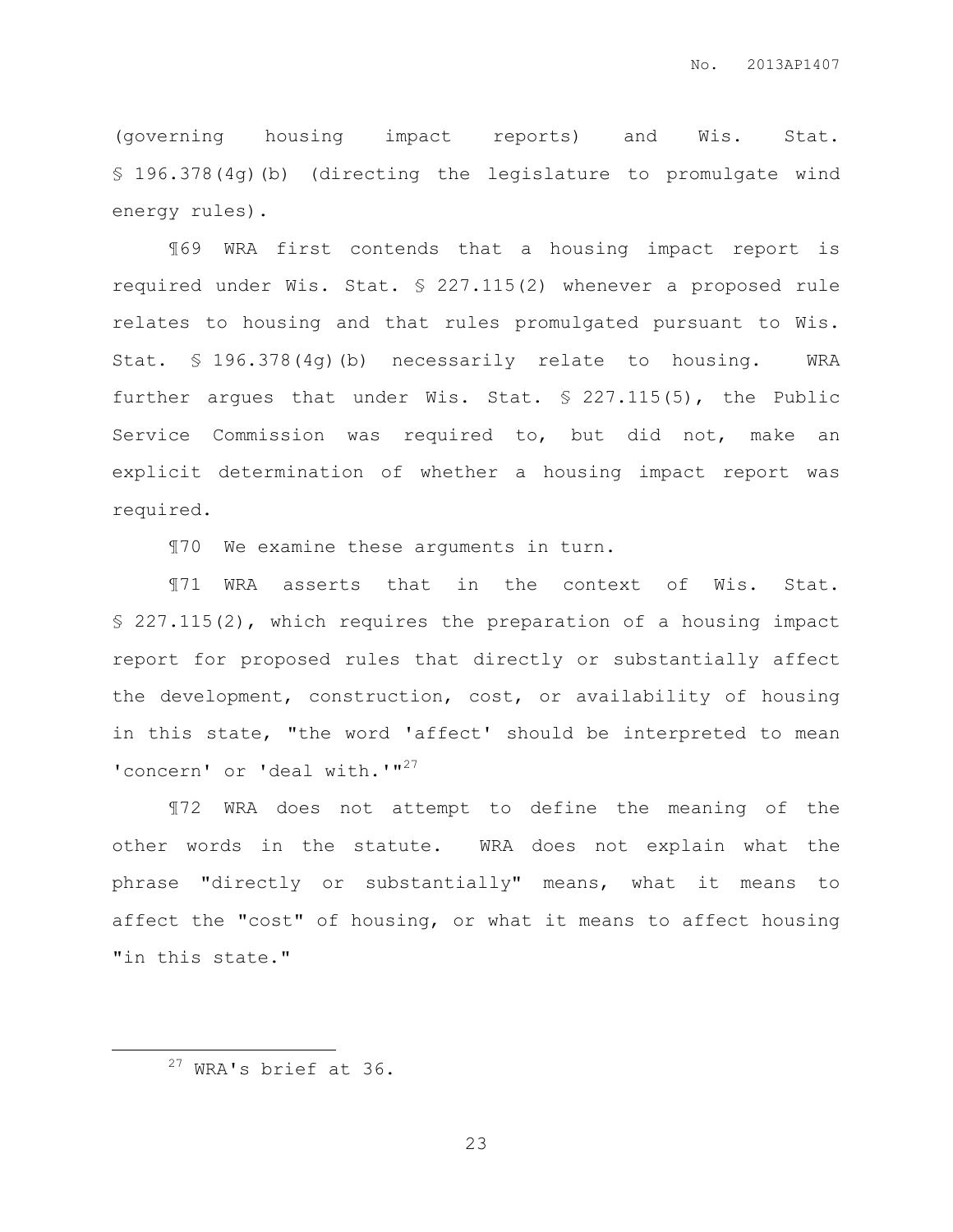(governing housing impact reports) and Wis. Stat. § 196.378(4g)(b) (directing the legislature to promulgate wind energy rules).

¶69 WRA first contends that a housing impact report is required under Wis. Stat. § 227.115(2) whenever a proposed rule relates to housing and that rules promulgated pursuant to Wis. Stat. § 196.378(4g)(b) necessarily relate to housing. WRA further argues that under Wis. Stat. § 227.115(5), the Public Service Commission was required to, but did not, make an explicit determination of whether a housing impact report was required.

¶70 We examine these arguments in turn.

¶71 WRA asserts that in the context of Wis. Stat. § 227.115(2), which requires the preparation of a housing impact report for proposed rules that directly or substantially affect the development, construction, cost, or availability of housing in this state, "the word 'affect' should be interpreted to mean 'concern' or 'deal with.'"[27]

¶72 WRA does not attempt to define the meaning of the other words in the statute. WRA does not explain what the phrase "directly or substantially" means, what it means to affect the "cost" of housing, or what it means to affect housing "in this state."

[27] WRA's brief at 36.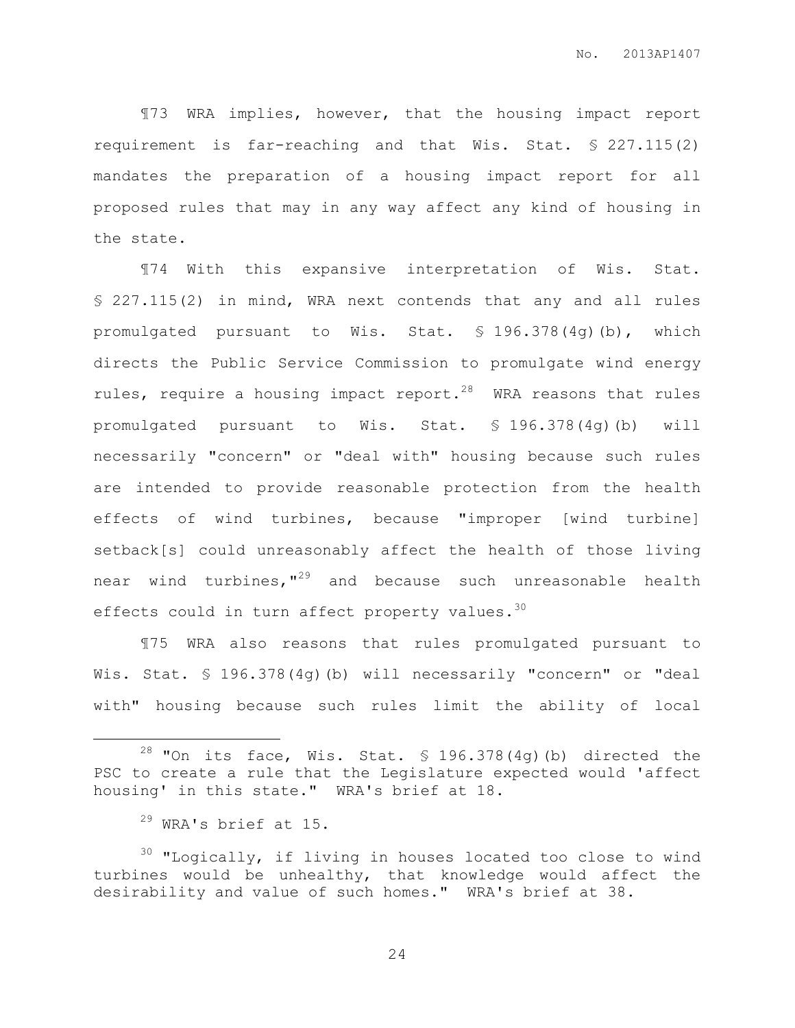¶73 WRA implies, however, that the housing impact report requirement is far-reaching and that Wis. Stat. § 227.115(2) mandates the preparation of a housing impact report for all proposed rules that may in any way affect any kind of housing in the state.

¶74 With this expansive interpretation of Wis. Stat. § 227.115(2) in mind, WRA next contends that any and all rules promulgated pursuant to Wis. Stat. § 196.378(4g)(b), which directs the Public Service Commission to promulgate wind energy rules, require a housing impact report.[28] WRA reasons that rules promulgated pursuant to Wis. Stat. § 196.378(4g)(b) will necessarily "concern" or "deal with" housing because such rules are intended to provide reasonable protection from the health effects of wind turbines, because "improper [wind turbine] setback[s] could unreasonably affect the health of those living near wind turbines,"[29] and because such unreasonable health effects could in turn affect property values.[30]

¶75 WRA also reasons that rules promulgated pursuant to Wis. Stat. § 196.378(4g)(b) will necessarily "concern" or "deal with" housing because such rules limit the ability of local

---

[28] "On its face, Wis. Stat. § 196.378(4g)(b) directed the PSC to create a rule that the Legislature expected would 'affect housing' in this state." WRA's brief at 18.

[29] WRA's brief at 15.

[30] "Logically, if living in houses located too close to wind turbines would be unhealthy, that knowledge would affect the desirability and value of such homes." WRA's brief at 38.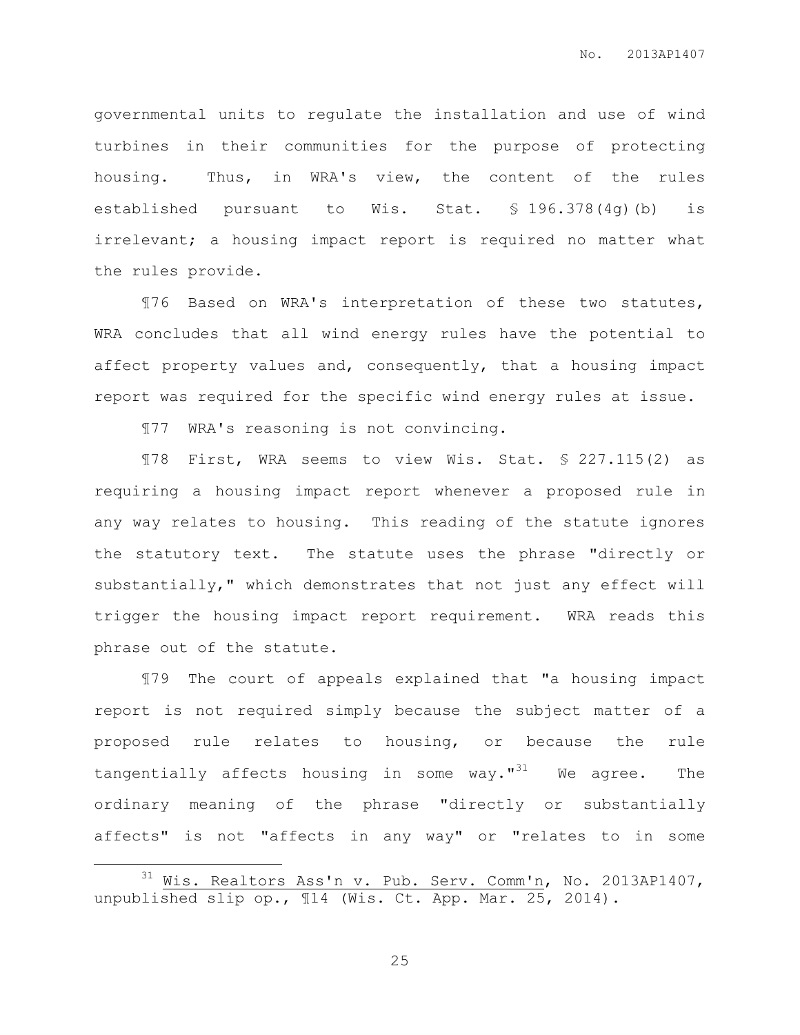governmental units to regulate the installation and use of wind turbines in their communities for the purpose of protecting housing. Thus, in WRA's view, the content of the rules established pursuant to Wis. Stat. § 196.378(4g)(b) is irrelevant; a housing impact report is required no matter what the rules provide.

¶76 Based on WRA's interpretation of these two statutes, WRA concludes that all wind energy rules have the potential to affect property values and, consequently, that a housing impact report was required for the specific wind energy rules at issue.

¶77 WRA's reasoning is not convincing.

¶78 First, WRA seems to view Wis. Stat. § 227.115(2) as requiring a housing impact report whenever a proposed rule in any way relates to housing. This reading of the statute ignores the statutory text. The statute uses the phrase "directly or substantially," which demonstrates that not just any effect will trigger the housing impact report requirement. WRA reads this phrase out of the statute.

¶79 The court of appeals explained that "a housing impact report is not required simply because the subject matter of a proposed rule relates to housing, or because the rule tangentially affects housing in some way."[31] We agree. The ordinary meaning of the phrase "directly or substantially affects" is not "affects in any way" or "relates to in some

[31] Wis. Realtors Ass'n v. Pub. Serv. Comm'n, No. 2013AP1407, unpublished slip op., ¶14 (Wis. Ct. App. Mar. 25, 2014).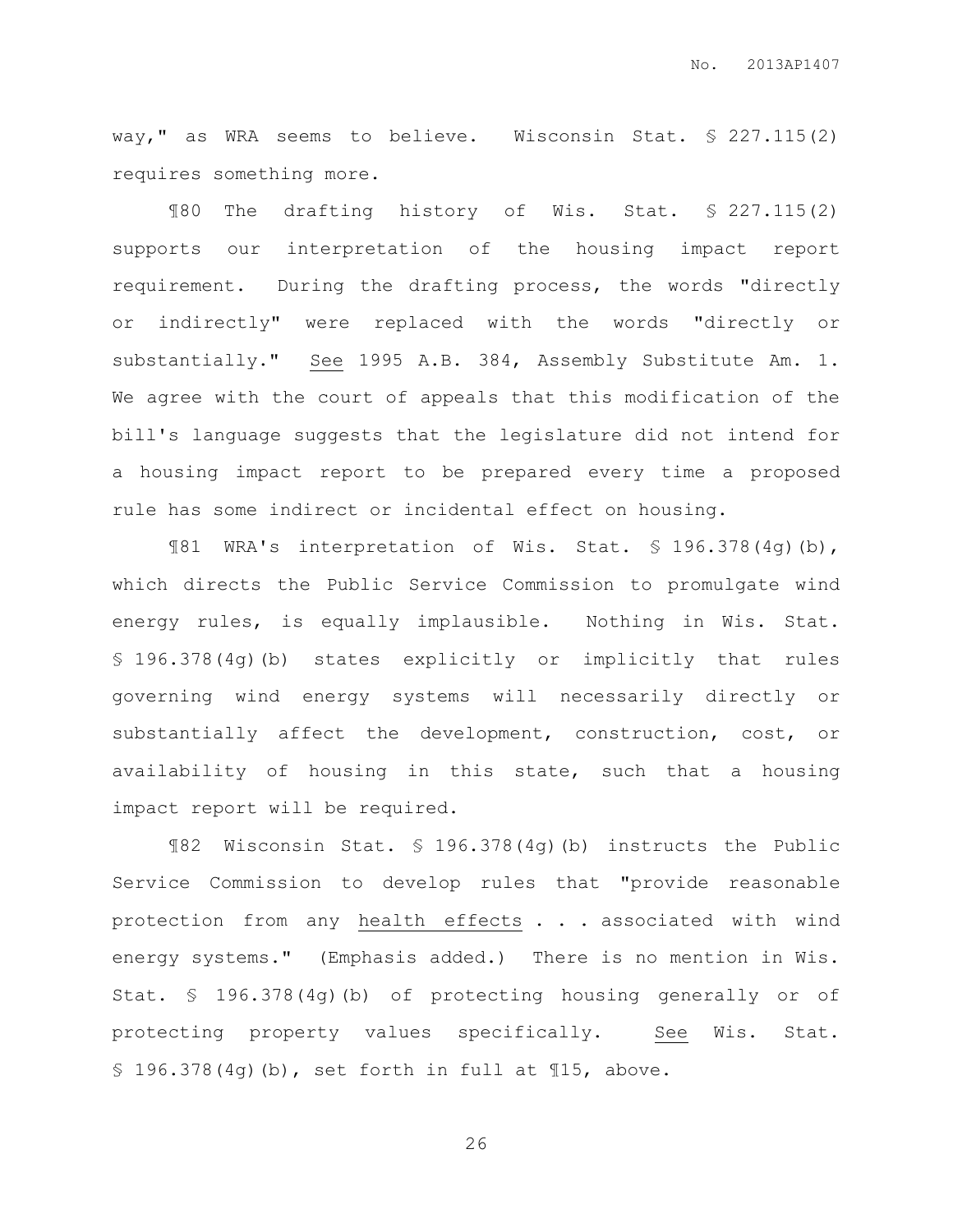way," as WRA seems to believe. Wisconsin Stat. § 227.115(2) requires something more.

¶80 The drafting history of Wis. Stat. § 227.115(2) supports our interpretation of the housing impact report requirement. During the drafting process, the words "directly or indirectly" were replaced with the words "directly or substantially." See 1995 A.B. 384, Assembly Substitute Am. 1. We agree with the court of appeals that this modification of the bill's language suggests that the legislature did not intend for a housing impact report to be prepared every time a proposed rule has some indirect or incidental effect on housing.

¶81 WRA's interpretation of Wis. Stat. § 196.378(4g)(b), which directs the Public Service Commission to promulgate wind energy rules, is equally implausible. Nothing in Wis. Stat. § 196.378(4g)(b) states explicitly or implicitly that rules governing wind energy systems will necessarily directly or substantially affect the development, construction, cost, or availability of housing in this state, such that a housing impact report will be required.

¶82 Wisconsin Stat. § 196.378(4g)(b) instructs the Public Service Commission to develop rules that "provide reasonable protection from any health effects . . . associated with wind energy systems." (Emphasis added.) There is no mention in Wis. Stat. § 196.378(4g)(b) of protecting housing generally or of protecting property values specifically. See Wis. Stat. § 196.378(4g)(b), set forth in full at ¶15, above.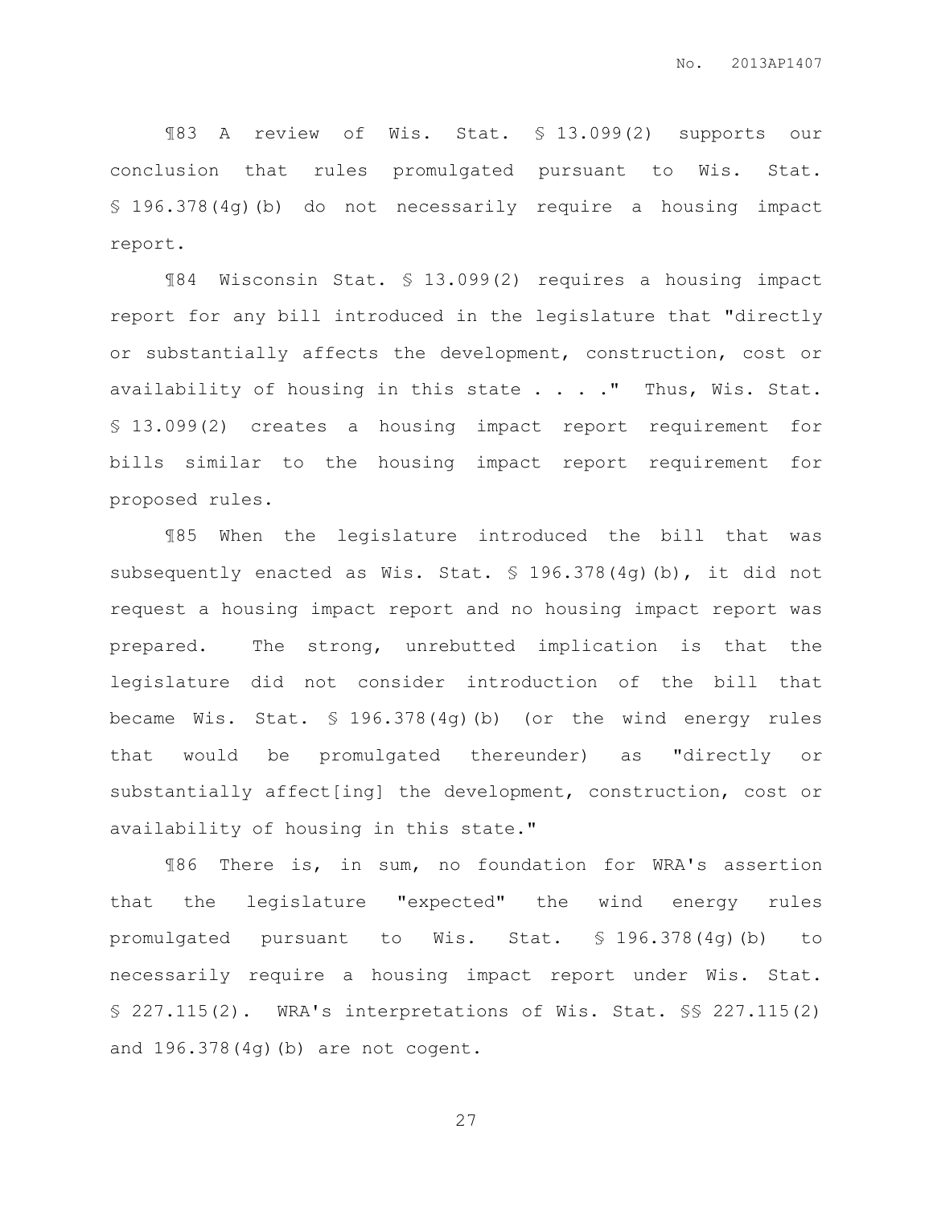¶83 A review of Wis. Stat. § 13.099(2) supports our conclusion that rules promulgated pursuant to Wis. Stat. § 196.378(4g)(b) do not necessarily require a housing impact report.

¶84 Wisconsin Stat. § 13.099(2) requires a housing impact report for any bill introduced in the legislature that "directly or substantially affects the development, construction, cost or availability of housing in this state . . . ." Thus, Wis. Stat. § 13.099(2) creates a housing impact report requirement for bills similar to the housing impact report requirement for proposed rules.

¶85 When the legislature introduced the bill that was subsequently enacted as Wis. Stat. § 196.378(4g)(b), it did not request a housing impact report and no housing impact report was prepared. The strong, unrebutted implication is that the legislature did not consider introduction of the bill that became Wis. Stat. § 196.378(4g)(b) (or the wind energy rules that would be promulgated thereunder) as "directly or substantially affect[ing] the development, construction, cost or availability of housing in this state."

¶86 There is, in sum, no foundation for WRA's assertion that the legislature "expected" the wind energy rules promulgated pursuant to Wis. Stat. § 196.378(4g)(b) to necessarily require a housing impact report under Wis. Stat. § 227.115(2). WRA's interpretations of Wis. Stat. §§ 227.115(2) and 196.378(4g)(b) are not cogent.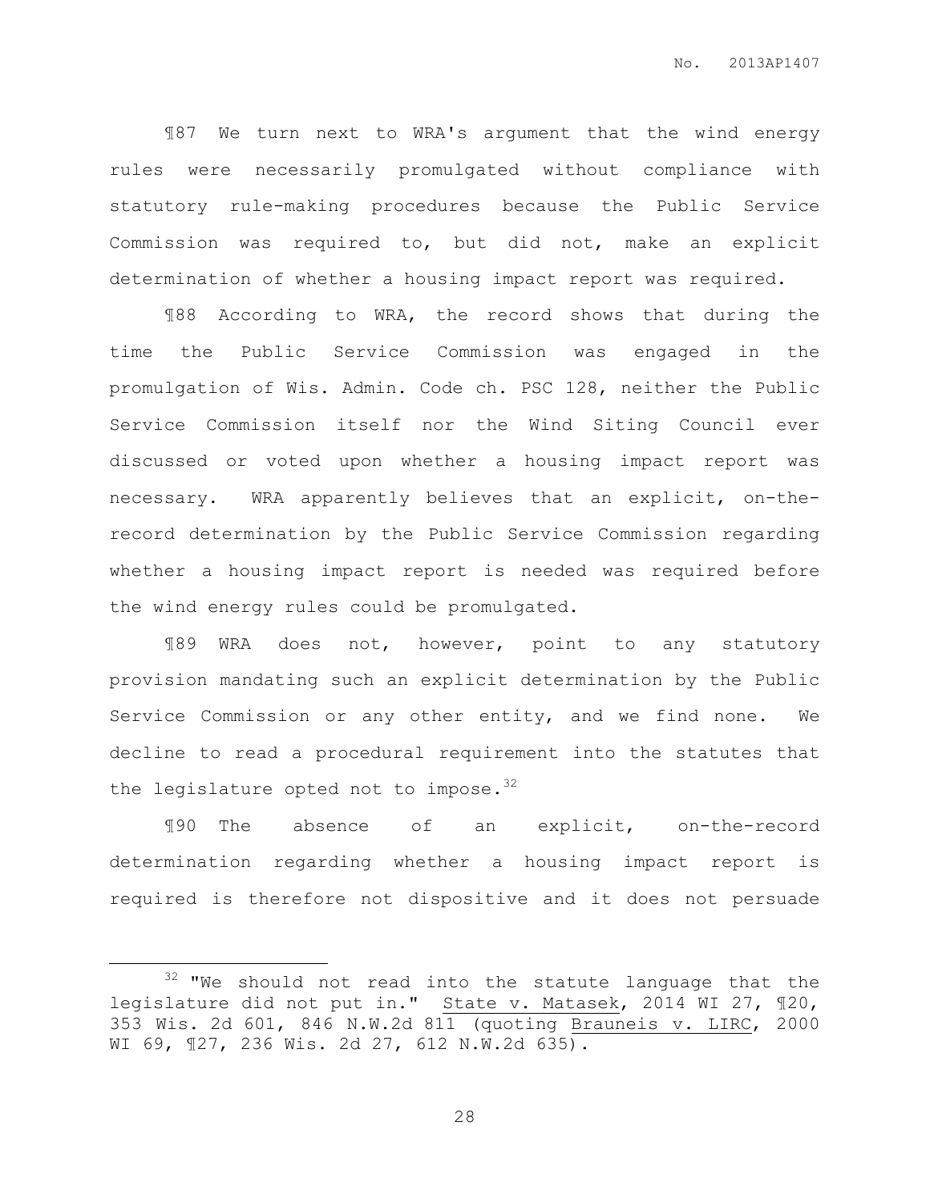¶87 We turn next to WRA's argument that the wind energy rules were necessarily promulgated without compliance with statutory rule-making procedures because the Public Service Commission was required to, but did not, make an explicit determination of whether a housing impact report was required.

¶88 According to WRA, the record shows that during the time the Public Service Commission was engaged in the promulgation of Wis. Admin. Code ch. PSC 128, neither the Public Service Commission itself nor the Wind Siting Council ever discussed or voted upon whether a housing impact report was necessary. WRA apparently believes that an explicit, on-the-record determination by the Public Service Commission regarding whether a housing impact report is needed was required before the wind energy rules could be promulgated.

¶89 WRA does not, however, point to any statutory provision mandating such an explicit determination by the Public Service Commission or any other entity, and we find none. We decline to read a procedural requirement into the statutes that the legislature opted not to impose.[32]

¶90 The absence of an explicit, on-the-record determination regarding whether a housing impact report is required is therefore not dispositive and it does not persuade

---

[32] "We should not read into the statute language that the legislature did not put in." State v. Matasek, 2014 WI 27, ¶20, 353 Wis. 2d 601, 846 N.W.2d 811 (quoting Brauneis v. LIRC, 2000 WI 69, ¶27, 236 Wis. 2d 27, 612 N.W.2d 635).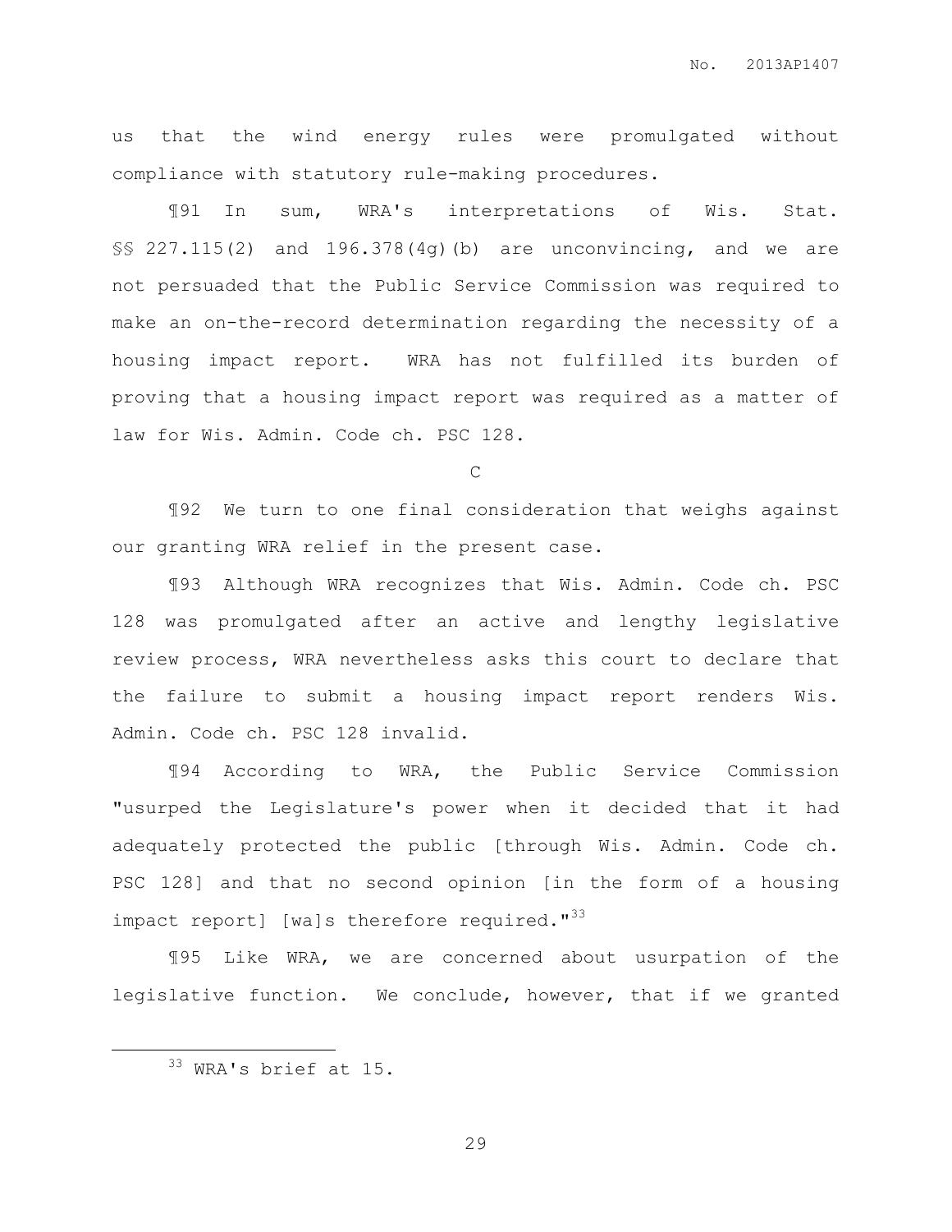us that the wind energy rules were promulgated without compliance with statutory rule-making procedures.

¶91 In sum, WRA's interpretations of Wis. Stat. §§ 227.115(2) and 196.378(4g)(b) are unconvincing, and we are not persuaded that the Public Service Commission was required to make an on-the-record determination regarding the necessity of a housing impact report. WRA has not fulfilled its burden of proving that a housing impact report was required as a matter of law for Wis. Admin. Code ch. PSC 128.

C

¶92 We turn to one final consideration that weighs against our granting WRA relief in the present case.

¶93 Although WRA recognizes that Wis. Admin. Code ch. PSC 128 was promulgated after an active and lengthy legislative review process, WRA nevertheless asks this court to declare that the failure to submit a housing impact report renders Wis. Admin. Code ch. PSC 128 invalid.

¶94 According to WRA, the Public Service Commission "usurped the Legislature's power when it decided that it had adequately protected the public [through Wis. Admin. Code ch. PSC 128] and that no second opinion [in the form of a housing impact report] [wa]s therefore required."[33]

¶95 Like WRA, we are concerned about usurpation of the legislative function. We conclude, however, that if we granted

[33] WRA's brief at 15.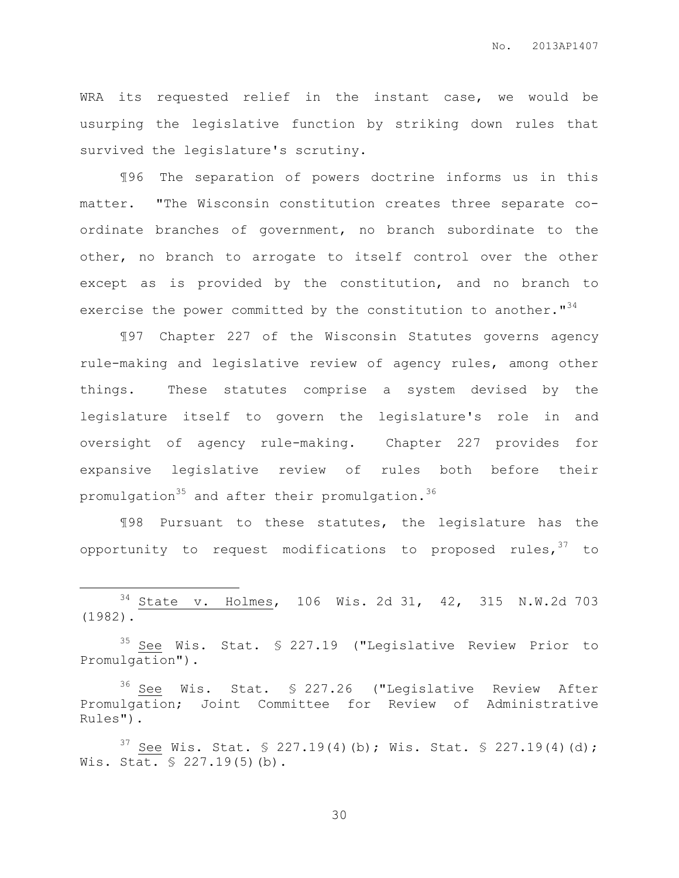WRA its requested relief in the instant case, we would be usurping the legislative function by striking down rules that survived the legislature's scrutiny.

¶96 The separation of powers doctrine informs us in this matter. "The Wisconsin constitution creates three separate co-ordinate branches of government, no branch subordinate to the other, no branch to arrogate to itself control over the other except as is provided by the constitution, and no branch to exercise the power committed by the constitution to another."[34]

¶97 Chapter 227 of the Wisconsin Statutes governs agency rule-making and legislative review of agency rules, among other things. These statutes comprise a system devised by the legislature itself to govern the legislature's role in and oversight of agency rule-making. Chapter 227 provides for expansive legislative review of rules both before their promulgation[35] and after their promulgation.[36]

¶98 Pursuant to these statutes, the legislature has the opportunity to request modifications to proposed rules,[37] to

---

[34] State v. Holmes, 106 Wis. 2d 31, 42, 315 N.W.2d 703 (1982).

[35] See Wis. Stat. § 227.19 ("Legislative Review Prior to Promulgation").

[36] See Wis. Stat. § 227.26 ("Legislative Review After Promulgation; Joint Committee for Review of Administrative Rules").

[37] See Wis. Stat. § 227.19(4)(b); Wis. Stat. § 227.19(4)(d); Wis. Stat. § 227.19(5)(b).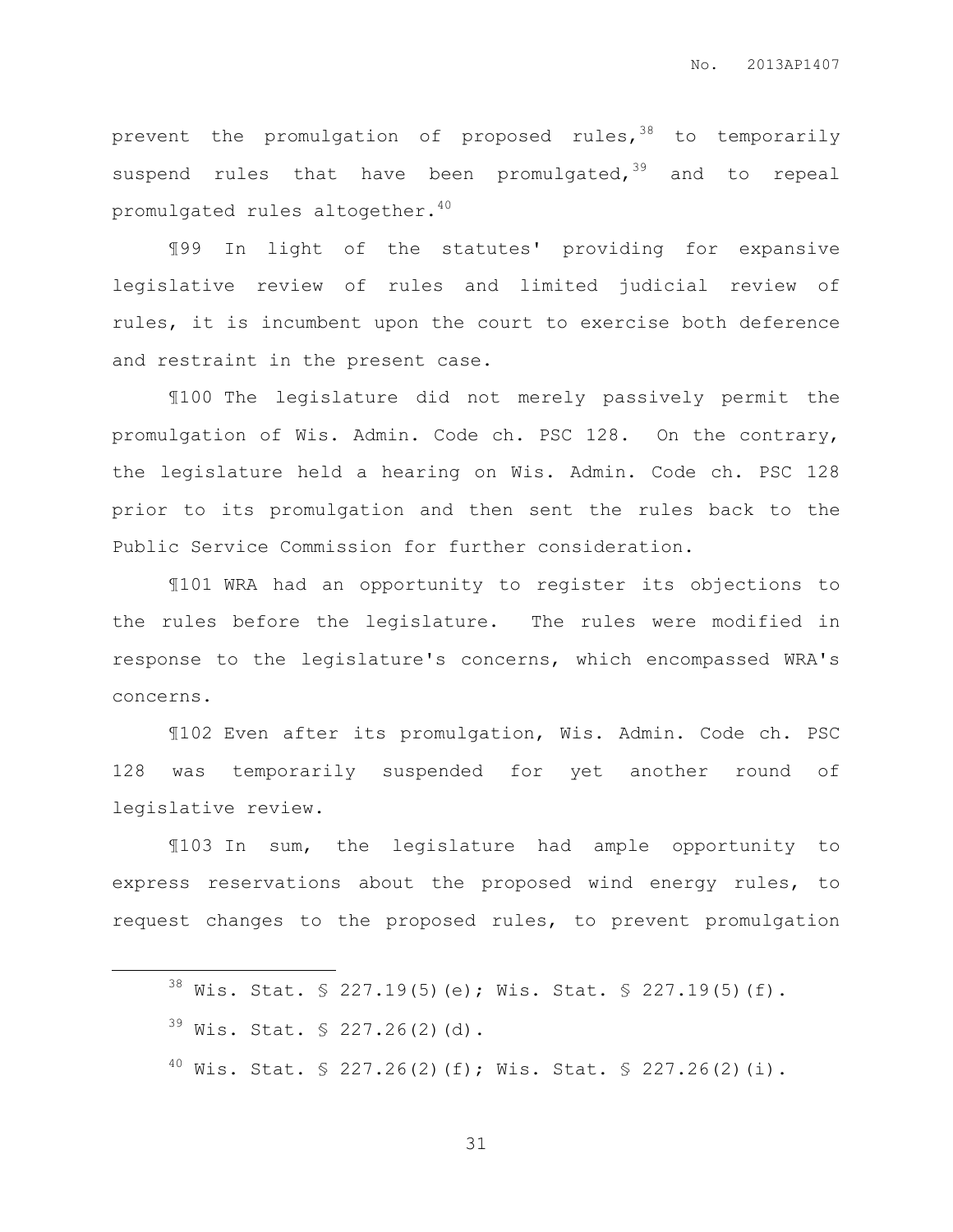prevent the promulgation of proposed rules,[38] to temporarily suspend rules that have been promulgated,[39] and to repeal promulgated rules altogether.[40]

¶99 In light of the statutes' providing for expansive legislative review of rules and limited judicial review of rules, it is incumbent upon the court to exercise both deference and restraint in the present case.

¶100 The legislature did not merely passively permit the promulgation of Wis. Admin. Code ch. PSC 128. On the contrary, the legislature held a hearing on Wis. Admin. Code ch. PSC 128 prior to its promulgation and then sent the rules back to the Public Service Commission for further consideration.

¶101 WRA had an opportunity to register its objections to the rules before the legislature. The rules were modified in response to the legislature's concerns, which encompassed WRA's concerns.

¶102 Even after its promulgation, Wis. Admin. Code ch. PSC 128 was temporarily suspended for yet another round of legislative review.

¶103 In sum, the legislature had ample opportunity to express reservations about the proposed wind energy rules, to request changes to the proposed rules, to prevent promulgation

---

[38] Wis. Stat. § 227.19(5)(e); Wis. Stat. § 227.19(5)(f).

[39] Wis. Stat. § 227.26(2)(d).

[40] Wis. Stat. § 227.26(2)(f); Wis. Stat. § 227.26(2)(i).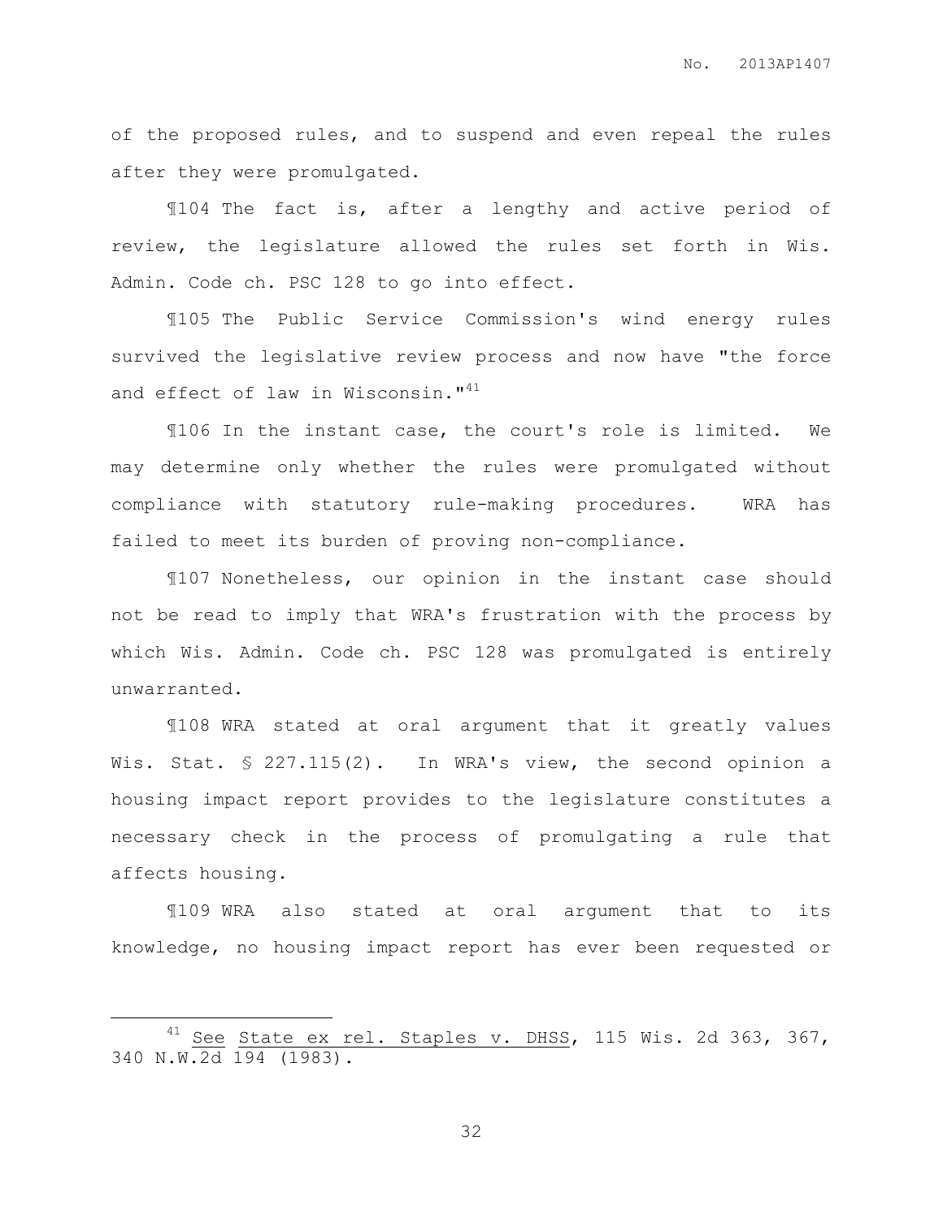of the proposed rules, and to suspend and even repeal the rules after they were promulgated.

¶104 The fact is, after a lengthy and active period of review, the legislature allowed the rules set forth in Wis. Admin. Code ch. PSC 128 to go into effect.

¶105 The Public Service Commission's wind energy rules survived the legislative review process and now have "the force and effect of law in Wisconsin."[41]

¶106 In the instant case, the court's role is limited. We may determine only whether the rules were promulgated without compliance with statutory rule-making procedures. WRA has failed to meet its burden of proving non-compliance.

¶107 Nonetheless, our opinion in the instant case should not be read to imply that WRA's frustration with the process by which Wis. Admin. Code ch. PSC 128 was promulgated is entirely unwarranted.

¶108 WRA stated at oral argument that it greatly values Wis. Stat. § 227.115(2). In WRA's view, the second opinion a housing impact report provides to the legislature constitutes a necessary check in the process of promulgating a rule that affects housing.

¶109 WRA also stated at oral argument that to its knowledge, no housing impact report has ever been requested or

---

[41] See State ex rel. Staples v. DHSS, 115 Wis. 2d 363, 367, 340 N.W.2d 194 (1983).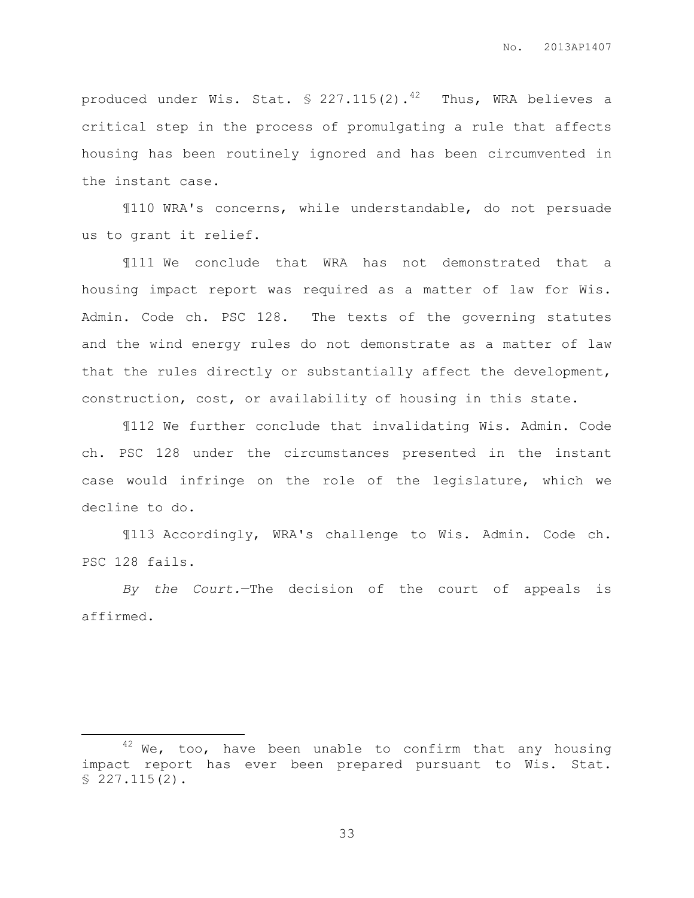produced under Wis. Stat. § 227.115(2).[42] Thus, WRA believes a critical step in the process of promulgating a rule that affects housing has been routinely ignored and has been circumvented in the instant case.

¶110 WRA's concerns, while understandable, do not persuade us to grant it relief.

¶111 We conclude that WRA has not demonstrated that a housing impact report was required as a matter of law for Wis. Admin. Code ch. PSC 128. The texts of the governing statutes and the wind energy rules do not demonstrate as a matter of law that the rules directly or substantially affect the development, construction, cost, or availability of housing in this state.

¶112 We further conclude that invalidating Wis. Admin. Code ch. PSC 128 under the circumstances presented in the instant case would infringe on the role of the legislature, which we decline to do.

¶113 Accordingly, WRA's challenge to Wis. Admin. Code ch. PSC 128 fails.

*By the Court.*—The decision of the court of appeals is affirmed.

---

[42] We, too, have been unable to confirm that any housing impact report has ever been prepared pursuant to Wis. Stat. § 227.115(2).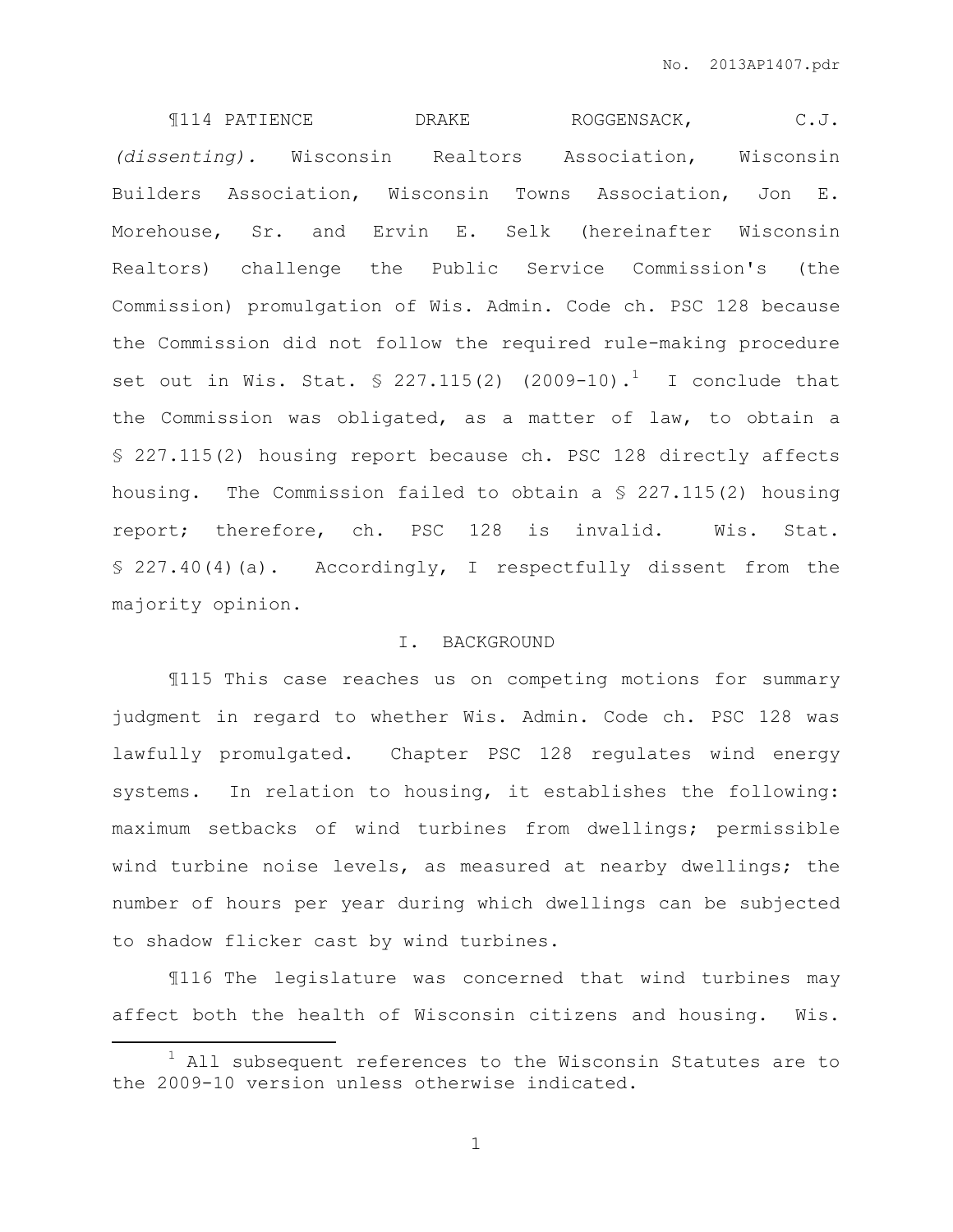¶114 PATIENCE DRAKE ROGGENSACK, C.J. *(dissenting).* Wisconsin Realtors Association, Wisconsin Builders Association, Wisconsin Towns Association, Jon E. Morehouse, Sr. and Ervin E. Selk (hereinafter Wisconsin Realtors) challenge the Public Service Commission's (the Commission) promulgation of Wis. Admin. Code ch. PSC 128 because the Commission did not follow the required rule-making procedure set out in Wis. Stat. § 227.115(2) (2009-10).[1] I conclude that the Commission was obligated, as a matter of law, to obtain a § 227.115(2) housing report because ch. PSC 128 directly affects housing. The Commission failed to obtain a § 227.115(2) housing report; therefore, ch. PSC 128 is invalid. Wis. Stat. § 227.40(4)(a). Accordingly, I respectfully dissent from the majority opinion.

## I. BACKGROUND

¶115 This case reaches us on competing motions for summary judgment in regard to whether Wis. Admin. Code ch. PSC 128 was lawfully promulgated. Chapter PSC 128 regulates wind energy systems. In relation to housing, it establishes the following: maximum setbacks of wind turbines from dwellings; permissible wind turbine noise levels, as measured at nearby dwellings; the number of hours per year during which dwellings can be subjected to shadow flicker cast by wind turbines.

¶116 The legislature was concerned that wind turbines may affect both the health of Wisconsin citizens and housing. Wis.

[1] All subsequent references to the Wisconsin Statutes are to the 2009-10 version unless otherwise indicated.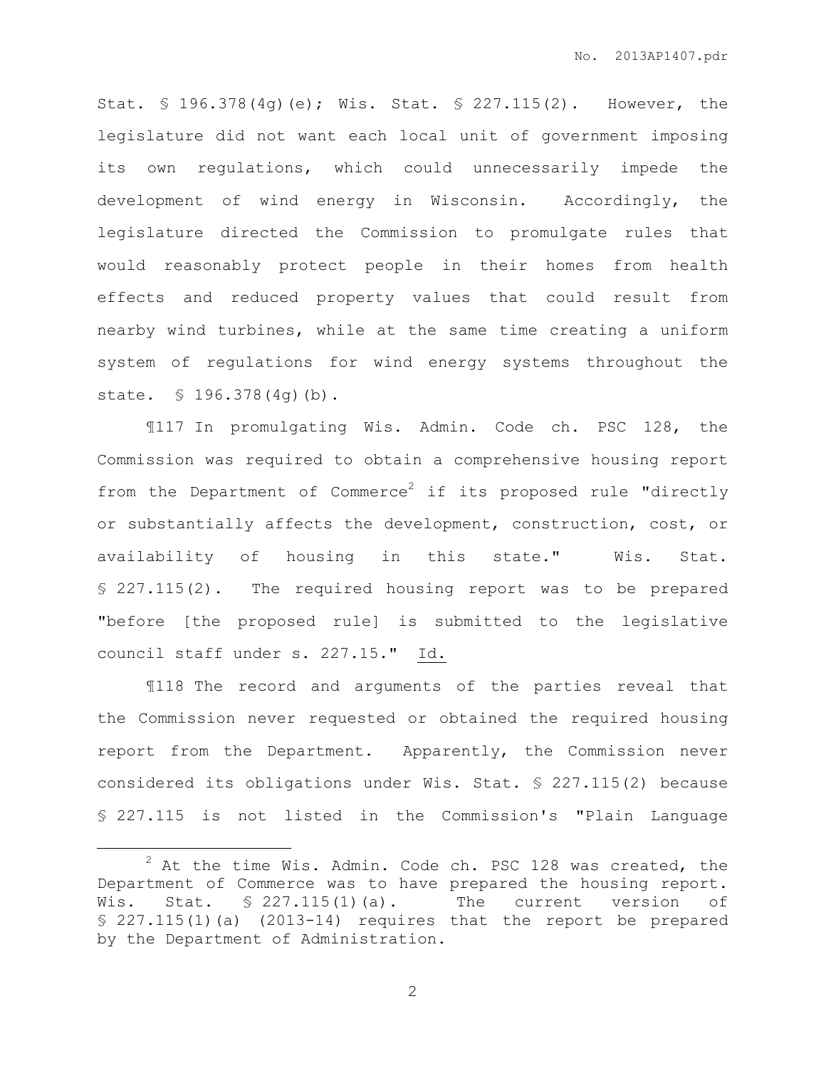Stat. § 196.378(4g)(e); Wis. Stat. § 227.115(2). However, the legislature did not want each local unit of government imposing its own regulations, which could unnecessarily impede the development of wind energy in Wisconsin. Accordingly, the legislature directed the Commission to promulgate rules that would reasonably protect people in their homes from health effects and reduced property values that could result from nearby wind turbines, while at the same time creating a uniform system of regulations for wind energy systems throughout the state. § 196.378(4g)(b).

¶117 In promulgating Wis. Admin. Code ch. PSC 128, the Commission was required to obtain a comprehensive housing report from the Department of Commerce[2] if its proposed rule "directly or substantially affects the development, construction, cost, or availability of housing in this state." Wis. Stat. § 227.115(2). The required housing report was to be prepared "before [the proposed rule] is submitted to the legislative council staff under s. 227.15." Id.

¶118 The record and arguments of the parties reveal that the Commission never requested or obtained the required housing report from the Department. Apparently, the Commission never considered its obligations under Wis. Stat. § 227.115(2) because § 227.115 is not listed in the Commission's "Plain Language

[2] At the time Wis. Admin. Code ch. PSC 128 was created, the Department of Commerce was to have prepared the housing report. Wis. Stat. § 227.115(1)(a). The current version of § 227.115(1)(a) (2013-14) requires that the report be prepared by the Department of Administration.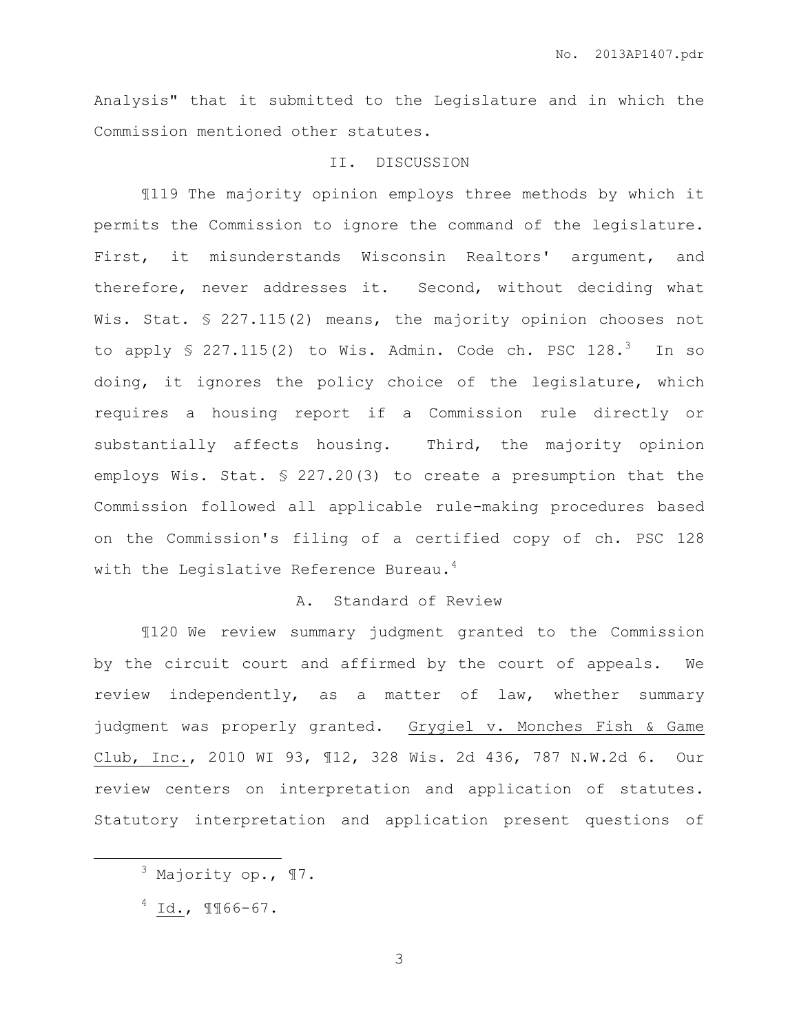Analysis" that it submitted to the Legislature and in which the Commission mentioned other statutes.

## II. DISCUSSION

¶119 The majority opinion employs three methods by which it permits the Commission to ignore the command of the legislature. First, it misunderstands Wisconsin Realtors' argument, and therefore, never addresses it. Second, without deciding what Wis. Stat. § 227.115(2) means, the majority opinion chooses not to apply § 227.115(2) to Wis. Admin. Code ch. PSC 128.[3] In so doing, it ignores the policy choice of the legislature, which requires a housing report if a Commission rule directly or substantially affects housing. Third, the majority opinion employs Wis. Stat. § 227.20(3) to create a presumption that the Commission followed all applicable rule-making procedures based on the Commission's filing of a certified copy of ch. PSC 128 with the Legislative Reference Bureau.[4]

### A. Standard of Review

¶120 We review summary judgment granted to the Commission by the circuit court and affirmed by the court of appeals. We review independently, as a matter of law, whether summary judgment was properly granted. Grygiel v. Monches Fish & Game Club, Inc., 2010 WI 93, ¶12, 328 Wis. 2d 436, 787 N.W.2d 6. Our review centers on interpretation and application of statutes. Statutory interpretation and application present questions of

---

[3] Majority op., ¶7.

[4] Id., ¶¶66-67.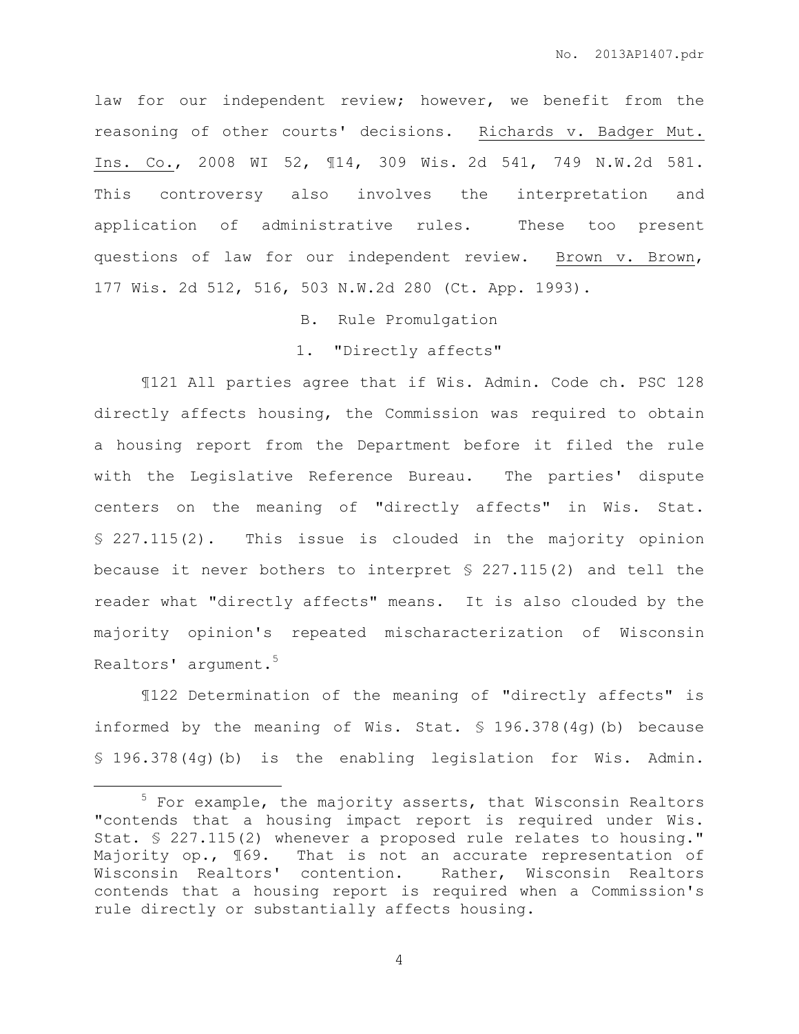law for our independent review; however, we benefit from the reasoning of other courts' decisions. Richards v. Badger Mut. Ins. Co., 2008 WI 52, ¶14, 309 Wis. 2d 541, 749 N.W.2d 581. This controversy also involves the interpretation and application of administrative rules. These too present questions of law for our independent review. Brown v. Brown, 177 Wis. 2d 512, 516, 503 N.W.2d 280 (Ct. App. 1993).

B. Rule Promulgation

1. "Directly affects"

¶121 All parties agree that if Wis. Admin. Code ch. PSC 128 directly affects housing, the Commission was required to obtain a housing report from the Department before it filed the rule with the Legislative Reference Bureau. The parties' dispute centers on the meaning of "directly affects" in Wis. Stat. § 227.115(2). This issue is clouded in the majority opinion because it never bothers to interpret § 227.115(2) and tell the reader what "directly affects" means. It is also clouded by the majority opinion's repeated mischaracterization of Wisconsin Realtors' argument.[5]

¶122 Determination of the meaning of "directly affects" is informed by the meaning of Wis. Stat. § 196.378(4g)(b) because § 196.378(4g)(b) is the enabling legislation for Wis. Admin.

---

[5] For example, the majority asserts, that Wisconsin Realtors "contends that a housing impact report is required under Wis. Stat. § 227.115(2) whenever a proposed rule relates to housing." Majority op., ¶69. That is not an accurate representation of Wisconsin Realtors' contention. Rather, Wisconsin Realtors contends that a housing report is required when a Commission's rule directly or substantially affects housing.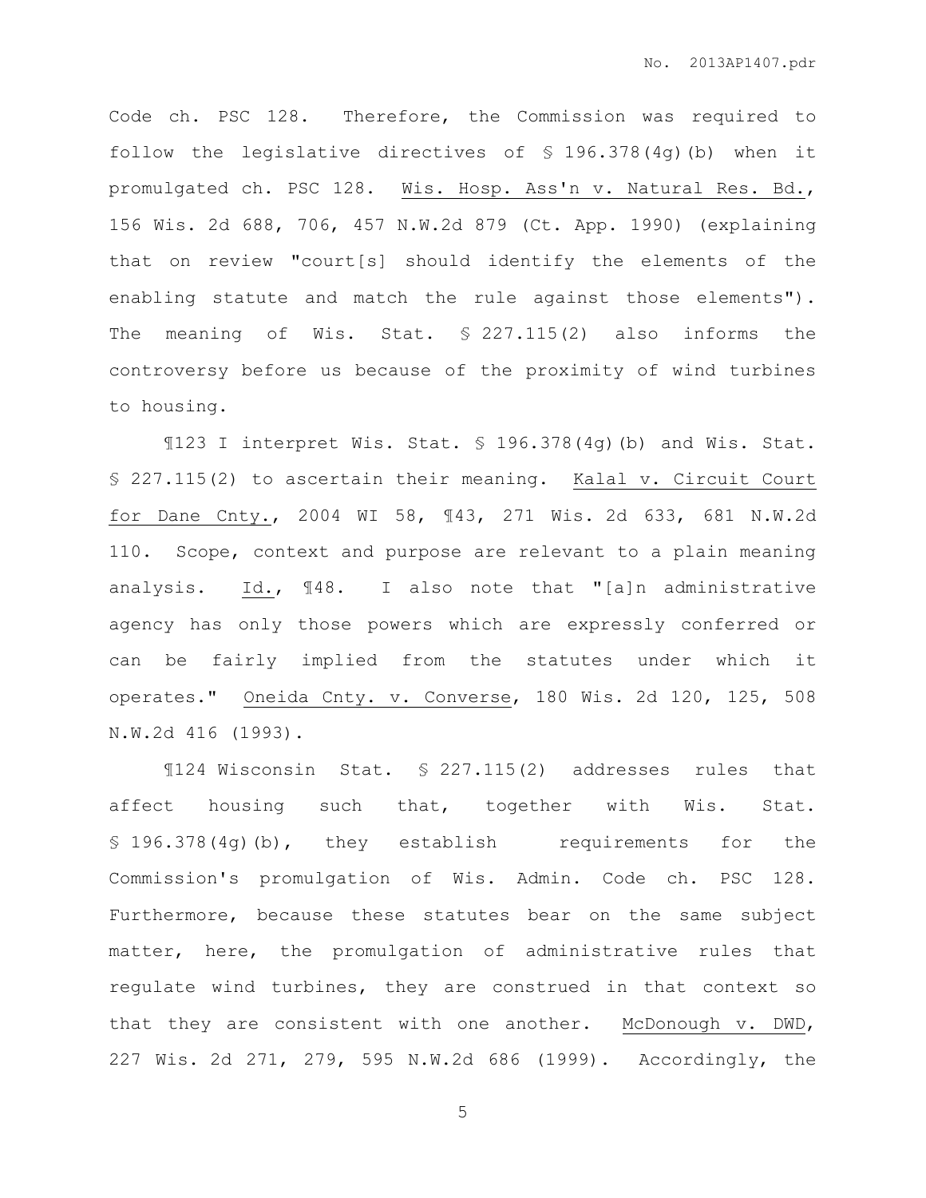Code ch. PSC 128. Therefore, the Commission was required to follow the legislative directives of § 196.378(4g)(b) when it promulgated ch. PSC 128. Wis. Hosp. Ass'n v. Natural Res. Bd., 156 Wis. 2d 688, 706, 457 N.W.2d 879 (Ct. App. 1990) (explaining that on review "court[s] should identify the elements of the enabling statute and match the rule against those elements"). The meaning of Wis. Stat. § 227.115(2) also informs the controversy before us because of the proximity of wind turbines to housing.

¶123 I interpret Wis. Stat. § 196.378(4g)(b) and Wis. Stat. § 227.115(2) to ascertain their meaning. Kalal v. Circuit Court for Dane Cnty., 2004 WI 58, ¶43, 271 Wis. 2d 633, 681 N.W.2d 110. Scope, context and purpose are relevant to a plain meaning analysis. Id., ¶48. I also note that "[a]n administrative agency has only those powers which are expressly conferred or can be fairly implied from the statutes under which it operates." Oneida Cnty. v. Converse, 180 Wis. 2d 120, 125, 508 N.W.2d 416 (1993).

¶124 Wisconsin Stat. § 227.115(2) addresses rules that affect housing such that, together with Wis. Stat. § 196.378(4g)(b), they establish requirements for the Commission's promulgation of Wis. Admin. Code ch. PSC 128. Furthermore, because these statutes bear on the same subject matter, here, the promulgation of administrative rules that regulate wind turbines, they are construed in that context so that they are consistent with one another. McDonough v. DWD, 227 Wis. 2d 271, 279, 595 N.W.2d 686 (1999). Accordingly, the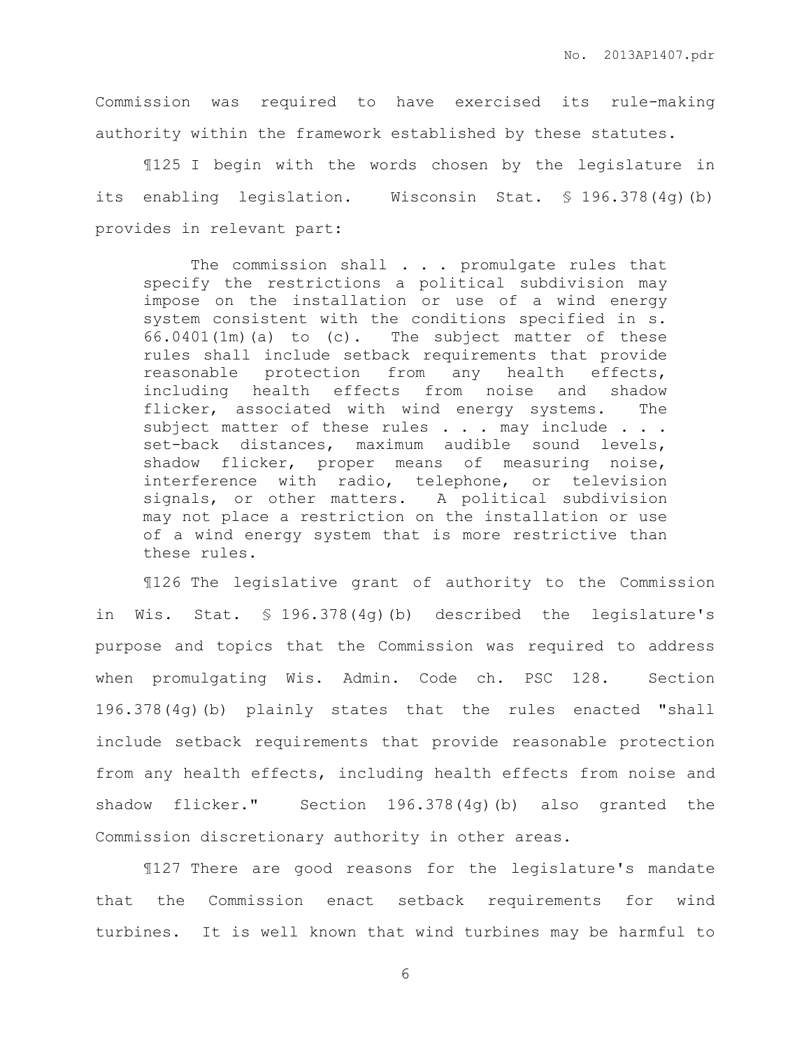Commission was required to have exercised its rule-making authority within the framework established by these statutes.

¶125 I begin with the words chosen by the legislature in its enabling legislation. Wisconsin Stat. § 196.378(4g)(b) provides in relevant part:

> The commission shall . . . promulgate rules that specify the restrictions a political subdivision may impose on the installation or use of a wind energy system consistent with the conditions specified in s. 66.0401(1m)(a) to (c). The subject matter of these rules shall include setback requirements that provide reasonable protection from any health effects, including health effects from noise and shadow flicker, associated with wind energy systems. The subject matter of these rules . . . may include . . . set-back distances, maximum audible sound levels, shadow flicker, proper means of measuring noise, interference with radio, telephone, or television signals, or other matters. A political subdivision may not place a restriction on the installation or use of a wind energy system that is more restrictive than these rules.

¶126 The legislative grant of authority to the Commission in Wis. Stat. § 196.378(4g)(b) described the legislature's purpose and topics that the Commission was required to address when promulgating Wis. Admin. Code ch. PSC 128. Section 196.378(4g)(b) plainly states that the rules enacted "shall include setback requirements that provide reasonable protection from any health effects, including health effects from noise and shadow flicker." Section 196.378(4g)(b) also granted the Commission discretionary authority in other areas.

¶127 There are good reasons for the legislature's mandate that the Commission enact setback requirements for wind turbines. It is well known that wind turbines may be harmful to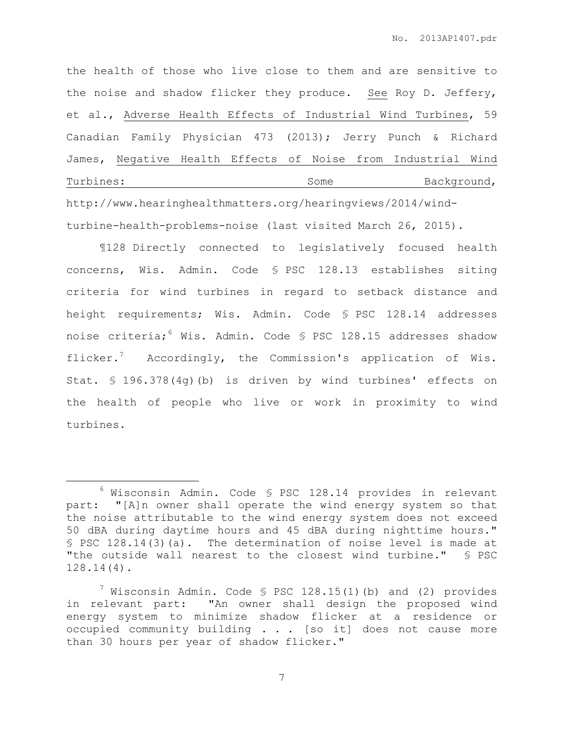the health of those who live close to them and are sensitive to the noise and shadow flicker they produce. See Roy D. Jeffery, et al., Adverse Health Effects of Industrial Wind Turbines, 59 Canadian Family Physician 473 (2013); Jerry Punch & Richard James, Negative Health Effects of Noise from Industrial Wind Turbines: Some Background, http://www.hearinghealthmatters.org/hearingviews/2014/wind-turbine-health-problems-noise (last visited March 26, 2015).

¶128 Directly connected to legislatively focused health concerns, Wis. Admin. Code § PSC 128.13 establishes siting criteria for wind turbines in regard to setback distance and height requirements; Wis. Admin. Code § PSC 128.14 addresses noise criteria;[6] Wis. Admin. Code § PSC 128.15 addresses shadow flicker.[7] Accordingly, the Commission's application of Wis. Stat. § 196.378(4g)(b) is driven by wind turbines' effects on the health of people who live or work in proximity to wind turbines.

---

[6] Wisconsin Admin. Code § PSC 128.14 provides in relevant part: "[A]n owner shall operate the wind energy system so that the noise attributable to the wind energy system does not exceed 50 dBA during daytime hours and 45 dBA during nighttime hours." § PSC 128.14(3)(a). The determination of noise level is made at "the outside wall nearest to the closest wind turbine." § PSC 128.14(4).

[7] Wisconsin Admin. Code § PSC 128.15(1)(b) and (2) provides in relevant part: "An owner shall design the proposed wind energy system to minimize shadow flicker at a residence or occupied community building . . . [so it] does not cause more than 30 hours per year of shadow flicker."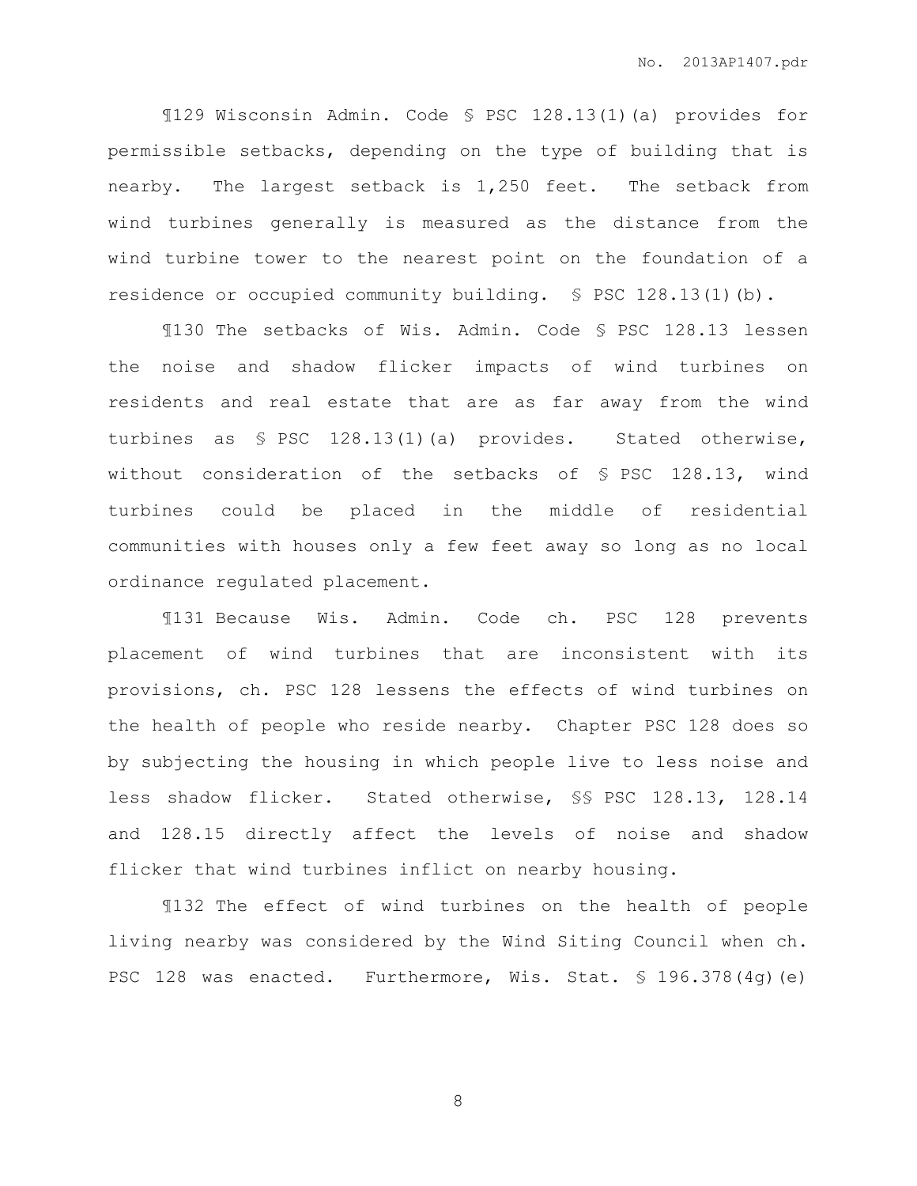¶129 Wisconsin Admin. Code § PSC 128.13(1)(a) provides for permissible setbacks, depending on the type of building that is nearby. The largest setback is 1,250 feet. The setback from wind turbines generally is measured as the distance from the wind turbine tower to the nearest point on the foundation of a residence or occupied community building. § PSC 128.13(1)(b).

¶130 The setbacks of Wis. Admin. Code § PSC 128.13 lessen the noise and shadow flicker impacts of wind turbines on residents and real estate that are as far away from the wind turbines as § PSC 128.13(1)(a) provides. Stated otherwise, without consideration of the setbacks of § PSC 128.13, wind turbines could be placed in the middle of residential communities with houses only a few feet away so long as no local ordinance regulated placement.

¶131 Because Wis. Admin. Code ch. PSC 128 prevents placement of wind turbines that are inconsistent with its provisions, ch. PSC 128 lessens the effects of wind turbines on the health of people who reside nearby. Chapter PSC 128 does so by subjecting the housing in which people live to less noise and less shadow flicker. Stated otherwise, §§ PSC 128.13, 128.14 and 128.15 directly affect the levels of noise and shadow flicker that wind turbines inflict on nearby housing.

¶132 The effect of wind turbines on the health of people living nearby was considered by the Wind Siting Council when ch. PSC 128 was enacted. Furthermore, Wis. Stat. § 196.378(4g)(e)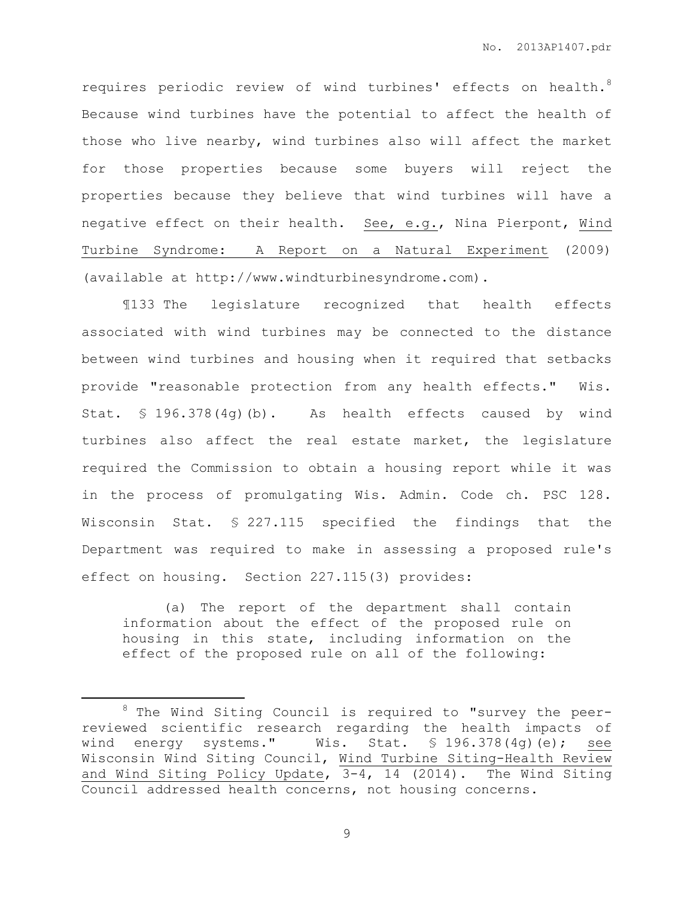requires periodic review of wind turbines' effects on health.[8] Because wind turbines have the potential to affect the health of those who live nearby, wind turbines also will affect the market for those properties because some buyers will reject the properties because they believe that wind turbines will have a negative effect on their health. See, e.g., Nina Pierpont, Wind Turbine Syndrome: A Report on a Natural Experiment (2009) (available at http://www.windturbinesyndrome.com).

¶133 The legislature recognized that health effects associated with wind turbines may be connected to the distance between wind turbines and housing when it required that setbacks provide "reasonable protection from any health effects." Wis. Stat. § 196.378(4g)(b). As health effects caused by wind turbines also affect the real estate market, the legislature required the Commission to obtain a housing report while it was in the process of promulgating Wis. Admin. Code ch. PSC 128. Wisconsin Stat. § 227.115 specified the findings that the Department was required to make in assessing a proposed rule's effect on housing. Section 227.115(3) provides:

> (a) The report of the department shall contain information about the effect of the proposed rule on housing in this state, including information on the effect of the proposed rule on all of the following:

---

[8] The Wind Siting Council is required to "survey the peer-reviewed scientific research regarding the health impacts of wind energy systems." Wis. Stat. § 196.378(4g)(e); see Wisconsin Wind Siting Council, Wind Turbine Siting-Health Review and Wind Siting Policy Update, 3-4, 14 (2014). The Wind Siting Council addressed health concerns, not housing concerns.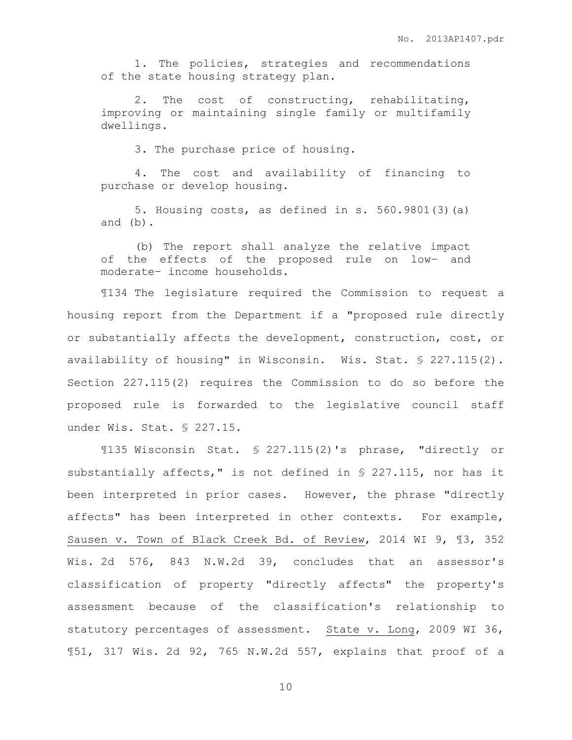1. The policies, strategies and recommendations of the state housing strategy plan.

2. The cost of constructing, rehabilitating, improving or maintaining single family or multifamily dwellings.

3. The purchase price of housing.

4. The cost and availability of financing to purchase or develop housing.

5. Housing costs, as defined in s. 560.9801(3)(a) and (b).

(b) The report shall analyze the relative impact of the effects of the proposed rule on low- and moderate- income households.

¶134 The legislature required the Commission to request a housing report from the Department if a "proposed rule directly or substantially affects the development, construction, cost, or availability of housing" in Wisconsin. Wis. Stat. § 227.115(2). Section 227.115(2) requires the Commission to do so before the proposed rule is forwarded to the legislative council staff under Wis. Stat. § 227.15.

¶135 Wisconsin Stat. § 227.115(2)'s phrase, "directly or substantially affects," is not defined in § 227.115, nor has it been interpreted in prior cases. However, the phrase "directly affects" has been interpreted in other contexts. For example, Sausen v. Town of Black Creek Bd. of Review, 2014 WI 9, ¶3, 352 Wis. 2d 576, 843 N.W.2d 39, concludes that an assessor's classification of property "directly affects" the property's assessment because of the classification's relationship to statutory percentages of assessment. State v. Long, 2009 WI 36, ¶51, 317 Wis. 2d 92, 765 N.W.2d 557, explains that proof of a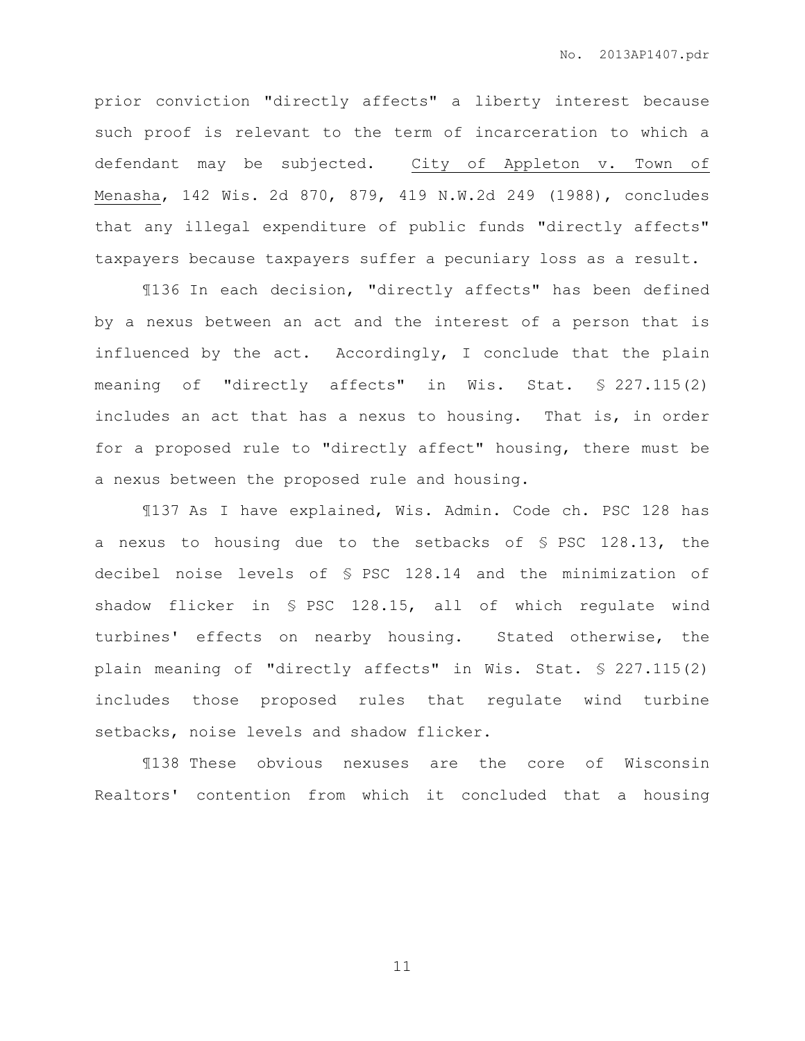prior conviction "directly affects" a liberty interest because such proof is relevant to the term of incarceration to which a defendant may be subjected. City of Appleton v. Town of Menasha, 142 Wis. 2d 870, 879, 419 N.W.2d 249 (1988), concludes that any illegal expenditure of public funds "directly affects" taxpayers because taxpayers suffer a pecuniary loss as a result.

¶136 In each decision, "directly affects" has been defined by a nexus between an act and the interest of a person that is influenced by the act. Accordingly, I conclude that the plain meaning of "directly affects" in Wis. Stat. § 227.115(2) includes an act that has a nexus to housing. That is, in order for a proposed rule to "directly affect" housing, there must be a nexus between the proposed rule and housing.

¶137 As I have explained, Wis. Admin. Code ch. PSC 128 has a nexus to housing due to the setbacks of § PSC 128.13, the decibel noise levels of § PSC 128.14 and the minimization of shadow flicker in § PSC 128.15, all of which regulate wind turbines' effects on nearby housing. Stated otherwise, the plain meaning of "directly affects" in Wis. Stat. § 227.115(2) includes those proposed rules that regulate wind turbine setbacks, noise levels and shadow flicker.

¶138 These obvious nexuses are the core of Wisconsin Realtors' contention from which it concluded that a housing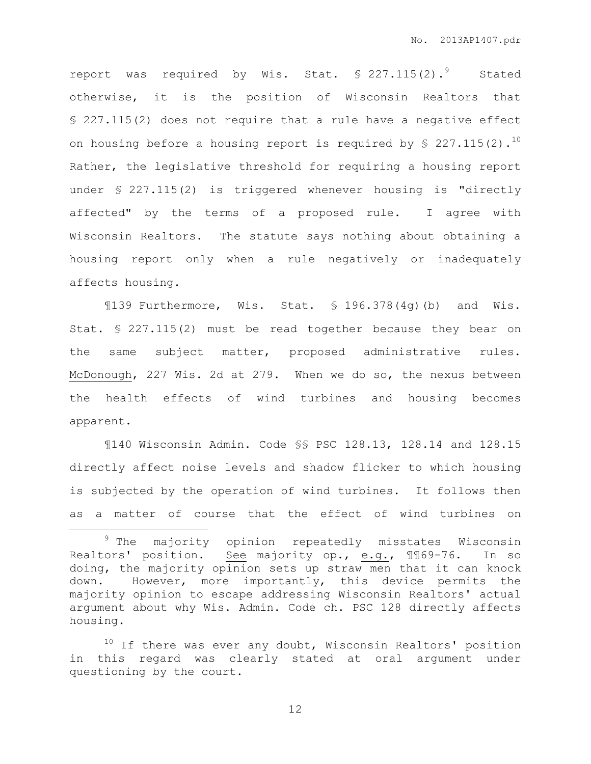report was required by Wis. Stat. § 227.115(2).[9] Stated otherwise, it is the position of Wisconsin Realtors that § 227.115(2) does not require that a rule have a negative effect on housing before a housing report is required by § 227.115(2).[10] Rather, the legislative threshold for requiring a housing report under § 227.115(2) is triggered whenever housing is "directly affected" by the terms of a proposed rule. I agree with Wisconsin Realtors. The statute says nothing about obtaining a housing report only when a rule negatively or inadequately affects housing.

¶139 Furthermore, Wis. Stat. § 196.378(4g)(b) and Wis. Stat. § 227.115(2) must be read together because they bear on the same subject matter, proposed administrative rules. McDonough, 227 Wis. 2d at 279. When we do so, the nexus between the health effects of wind turbines and housing becomes apparent.

¶140 Wisconsin Admin. Code §§ PSC 128.13, 128.14 and 128.15 directly affect noise levels and shadow flicker to which housing is subjected by the operation of wind turbines. It follows then as a matter of course that the effect of wind turbines on

---

[9] The majority opinion repeatedly misstates Wisconsin Realtors' position. See majority op., e.g., ¶¶69-76. In so doing, the majority opinion sets up straw men that it can knock down. However, more importantly, this device permits the majority opinion to escape addressing Wisconsin Realtors' actual argument about why Wis. Admin. Code ch. PSC 128 directly affects housing.

[10] If there was ever any doubt, Wisconsin Realtors' position in this regard was clearly stated at oral argument under questioning by the court.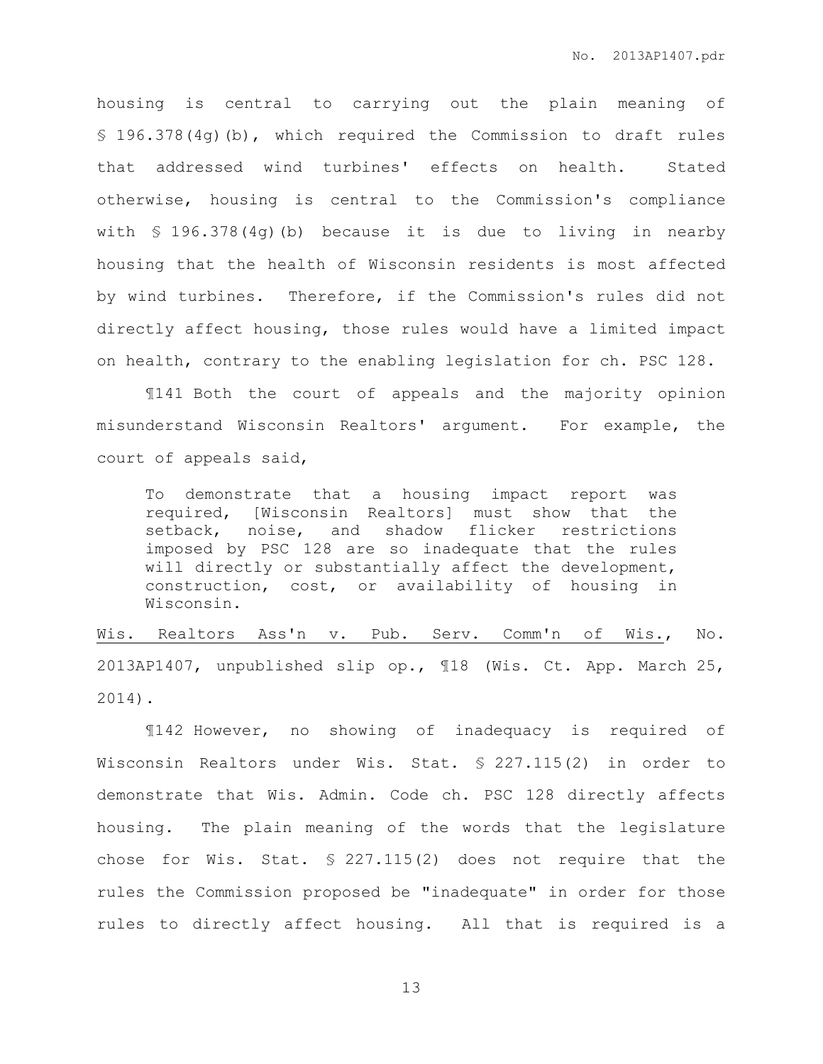housing is central to carrying out the plain meaning of § 196.378(4g)(b), which required the Commission to draft rules that addressed wind turbines' effects on health. Stated otherwise, housing is central to the Commission's compliance with § 196.378(4g)(b) because it is due to living in nearby housing that the health of Wisconsin residents is most affected by wind turbines. Therefore, if the Commission's rules did not directly affect housing, those rules would have a limited impact on health, contrary to the enabling legislation for ch. PSC 128.

¶141 Both the court of appeals and the majority opinion misunderstand Wisconsin Realtors' argument. For example, the court of appeals said,

> To demonstrate that a housing impact report was required, [Wisconsin Realtors] must show that the setback, noise, and shadow flicker restrictions imposed by PSC 128 are so inadequate that the rules will directly or substantially affect the development, construction, cost, or availability of housing in Wisconsin.

Wis. Realtors Ass'n v. Pub. Serv. Comm'n of Wis., No. 2013AP1407, unpublished slip op., ¶18 (Wis. Ct. App. March 25, 2014).

¶142 However, no showing of inadequacy is required of Wisconsin Realtors under Wis. Stat. § 227.115(2) in order to demonstrate that Wis. Admin. Code ch. PSC 128 directly affects housing. The plain meaning of the words that the legislature chose for Wis. Stat. § 227.115(2) does not require that the rules the Commission proposed be "inadequate" in order for those rules to directly affect housing. All that is required is a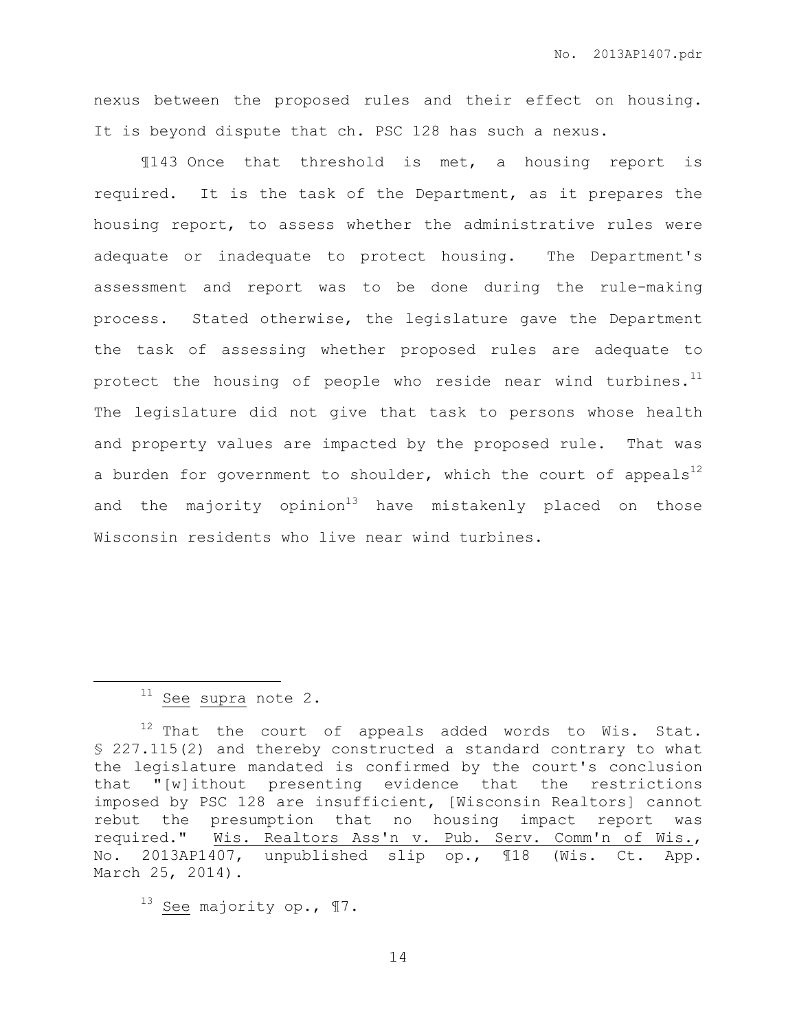nexus between the proposed rules and their effect on housing. It is beyond dispute that ch. PSC 128 has such a nexus.

¶143 Once that threshold is met, a housing report is required. It is the task of the Department, as it prepares the housing report, to assess whether the administrative rules were adequate or inadequate to protect housing. The Department's assessment and report was to be done during the rule-making process. Stated otherwise, the legislature gave the Department the task of assessing whether proposed rules are adequate to protect the housing of people who reside near wind turbines.[11] The legislature did not give that task to persons whose health and property values are impacted by the proposed rule. That was a burden for government to shoulder, which the court of appeals[12] and the majority opinion[13] have mistakenly placed on those Wisconsin residents who live near wind turbines.

---

[11] See supra note 2.

[12] That the court of appeals added words to Wis. Stat. § 227.115(2) and thereby constructed a standard contrary to what the legislature mandated is confirmed by the court's conclusion that "[w]ithout presenting evidence that the restrictions imposed by PSC 128 are insufficient, [Wisconsin Realtors] cannot rebut the presumption that no housing impact report was required." Wis. Realtors Ass'n v. Pub. Serv. Comm'n of Wis., No. 2013AP1407, unpublished slip op., ¶18 (Wis. Ct. App. March 25, 2014).

[13] See majority op., ¶7.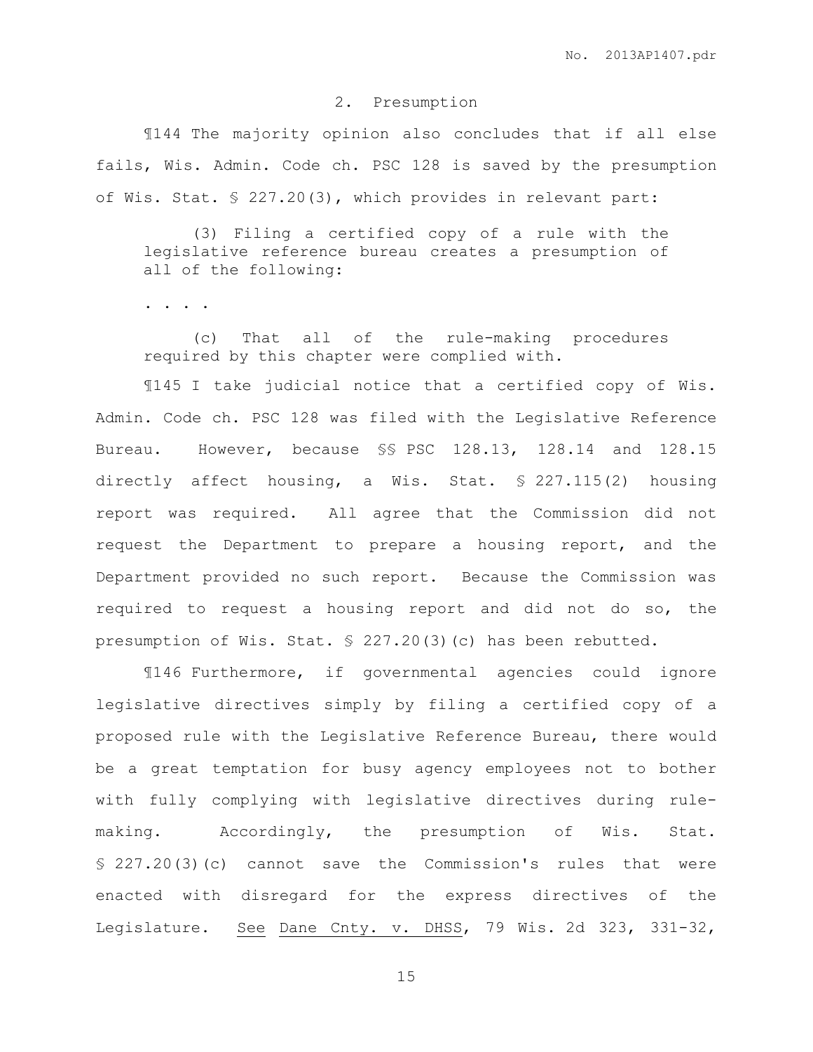### 2. Presumption

¶144 The majority opinion also concludes that if all else fails, Wis. Admin. Code ch. PSC 128 is saved by the presumption of Wis. Stat. § 227.20(3), which provides in relevant part:

> (3) Filing a certified copy of a rule with the legislative reference bureau creates a presumption of all of the following:
>
> . . . .
>
> (c) That all of the rule-making procedures required by this chapter were complied with.

¶145 I take judicial notice that a certified copy of Wis. Admin. Code ch. PSC 128 was filed with the Legislative Reference Bureau. However, because §§ PSC 128.13, 128.14 and 128.15 directly affect housing, a Wis. Stat. § 227.115(2) housing report was required. All agree that the Commission did not request the Department to prepare a housing report, and the Department provided no such report. Because the Commission was required to request a housing report and did not do so, the presumption of Wis. Stat. § 227.20(3)(c) has been rebutted.

¶146 Furthermore, if governmental agencies could ignore legislative directives simply by filing a certified copy of a proposed rule with the Legislative Reference Bureau, there would be a great temptation for busy agency employees not to bother with fully complying with legislative directives during rule-making. Accordingly, the presumption of Wis. Stat. § 227.20(3)(c) cannot save the Commission's rules that were enacted with disregard for the express directives of the Legislature. See Dane Cnty. v. DHSS, 79 Wis. 2d 323, 331-32,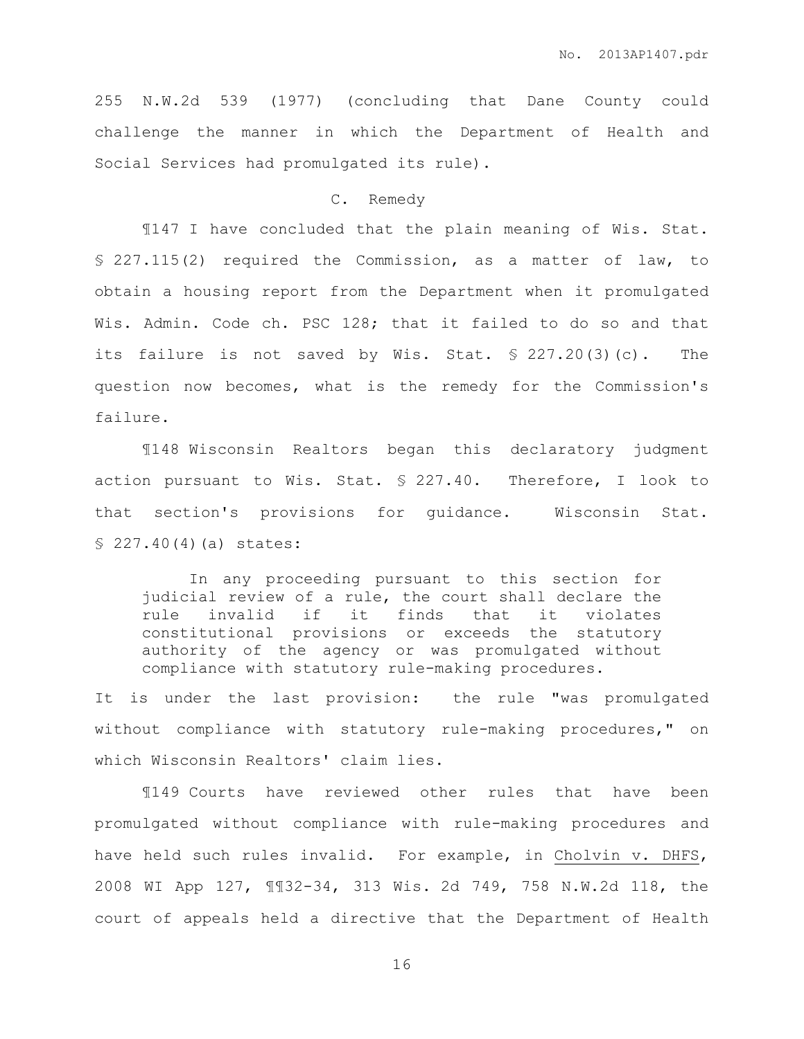255 N.W.2d 539 (1977) (concluding that Dane County could challenge the manner in which the Department of Health and Social Services had promulgated its rule).

## C. Remedy

¶147 I have concluded that the plain meaning of Wis. Stat. § 227.115(2) required the Commission, as a matter of law, to obtain a housing report from the Department when it promulgated Wis. Admin. Code ch. PSC 128; that it failed to do so and that its failure is not saved by Wis. Stat. § 227.20(3)(c). The question now becomes, what is the remedy for the Commission's failure.

¶148 Wisconsin Realtors began this declaratory judgment action pursuant to Wis. Stat. § 227.40. Therefore, I look to that section's provisions for guidance. Wisconsin Stat. § 227.40(4)(a) states:

> In any proceeding pursuant to this section for judicial review of a rule, the court shall declare the rule invalid if it finds that it violates constitutional provisions or exceeds the statutory authority of the agency or was promulgated without compliance with statutory rule-making procedures.

It is under the last provision: the rule "was promulgated without compliance with statutory rule-making procedures," on which Wisconsin Realtors' claim lies.

¶149 Courts have reviewed other rules that have been promulgated without compliance with rule-making procedures and have held such rules invalid. For example, in Cholvin v. DHFS, 2008 WI App 127, ¶¶32-34, 313 Wis. 2d 749, 758 N.W.2d 118, the court of appeals held a directive that the Department of Health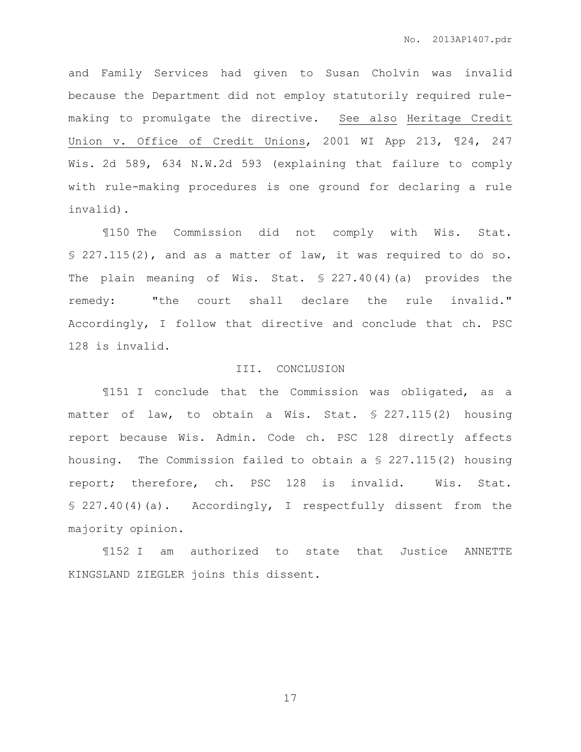and Family Services had given to Susan Cholvin was invalid because the Department did not employ statutorily required rule-making to promulgate the directive. See also Heritage Credit Union v. Office of Credit Unions, 2001 WI App 213, ¶24, 247 Wis. 2d 589, 634 N.W.2d 593 (explaining that failure to comply with rule-making procedures is one ground for declaring a rule invalid).

¶150 The Commission did not comply with Wis. Stat. § 227.115(2), and as a matter of law, it was required to do so. The plain meaning of Wis. Stat. § 227.40(4)(a) provides the remedy: "the court shall declare the rule invalid." Accordingly, I follow that directive and conclude that ch. PSC 128 is invalid.

## III. CONCLUSION

¶151 I conclude that the Commission was obligated, as a matter of law, to obtain a Wis. Stat. § 227.115(2) housing report because Wis. Admin. Code ch. PSC 128 directly affects housing. The Commission failed to obtain a § 227.115(2) housing report; therefore, ch. PSC 128 is invalid. Wis. Stat. § 227.40(4)(a). Accordingly, I respectfully dissent from the majority opinion.

¶152 I am authorized to state that Justice ANNETTE KINGSLAND ZIEGLER joins this dissent.